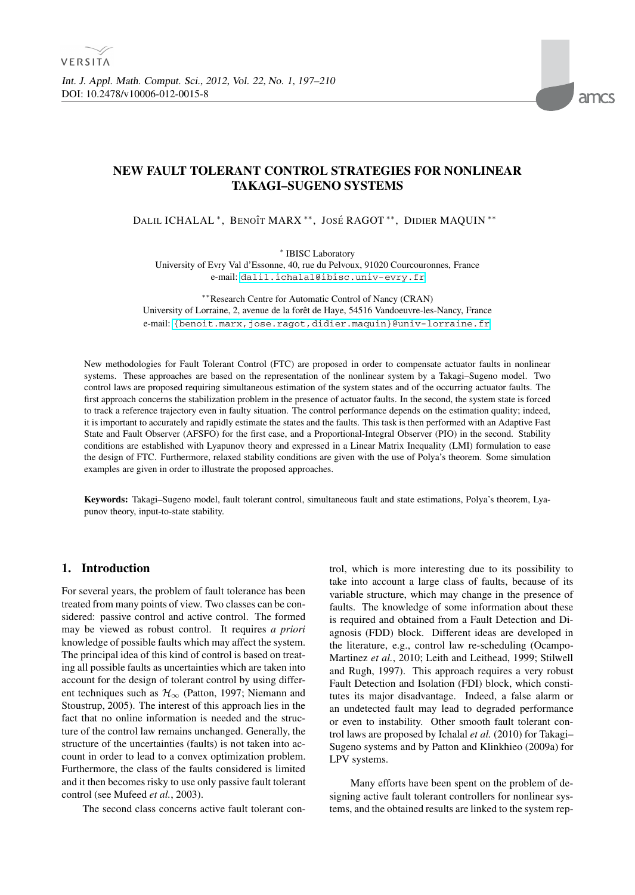# NEW FAULT TOLERANT CONTROL STRATEGIES FOR NONLINEAR TAKAGI–SUGENO SYSTEMS

DALIL ICHALAL [*], BENOÎT MARX [**], JOSÉ RAGOT [**], DIDIER MAQUIN [**]

[*] IBISC Laboratory
University of Evry Val d'Essonne, 40, rue du Pelvoux, 91020 Courcouronnes, France
e-mail: dalil.ichalal@ibisc.univ-evry.fr

[**] Research Centre for Automatic Control of Nancy (CRAN)
University of Lorraine, 2, avenue de la forêt de Haye, 54516 Vandoeuvre-les-Nancy, France
e-mail: {benoit.marx,jose.ragot,didier.maquin}@univ-lorraine.fr

New methodologies for Fault Tolerant Control (FTC) are proposed in order to compensate actuator faults in nonlinear systems. These approaches are based on the representation of the nonlinear system by a Takagi–Sugeno model. Two control laws are proposed requiring simultaneous estimation of the system states and of the occurring actuator faults. The first approach concerns the stabilization problem in the presence of actuator faults. In the second, the system state is forced to track a reference trajectory even in faulty situation. The control performance depends on the estimation quality; indeed, it is important to accurately and rapidly estimate the states and the faults. This task is then performed with an Adaptive Fast State and Fault Observer (AFSFO) for the first case, and a Proportional-Integral Observer (PIO) in the second. Stability conditions are established with Lyapunov theory and expressed in a Linear Matrix Inequality (LMI) formulation to ease the design of FTC. Furthermore, relaxed stability conditions are given with the use of Polya's theorem. Some simulation examples are given in order to illustrate the proposed approaches.

**Keywords:** Takagi–Sugeno model, fault tolerant control, simultaneous fault and state estimations, Polya's theorem, Lyapunov theory, input-to-state stability.

## 1. Introduction

For several years, the problem of fault tolerance has been treated from many points of view. Two classes can be considered: passive control and active control. The formed may be viewed as robust control. It requires *a priori* knowledge of possible faults which may affect the system. The principal idea of this kind of control is based on treating all possible faults as uncertainties which are taken into account for the design of tolerant control by using different techniques such as $\mathcal{H}_\infty$ (Patton, 1997; Niemann and Stoustrup, 2005). The interest of this approach lies in the fact that no online information is needed and the structure of the control law remains unchanged. Generally, the structure of the uncertainties (faults) is not taken into account in order to lead to a convex optimization problem. Furthermore, the class of the faults considered is limited and it then becomes risky to use only passive fault tolerant control (see Mufeed *et al.*, 2003).

The second class concerns active fault tolerant control, which is more interesting due to its possibility to take into account a large class of faults, because of its variable structure, which may change in the presence of faults. The knowledge of some information about these is required and obtained from a Fault Detection and Diagnosis (FDD) block. Different ideas are developed in the literature, e.g., control law re-scheduling (Ocampo-Martinez *et al.*, 2010; Leith and Leithead, 1999; Stilwell and Rugh, 1997). This approach requires a very robust Fault Detection and Isolation (FDI) block, which constitutes its major disadvantage. Indeed, a false alarm or an undetected fault may lead to degraded performance or even to instability. Other smooth fault tolerant control laws are proposed by Ichalal *et al.* (2010) for Takagi–Sugeno systems and by Patton and Klinkhieo (2009a) for LPV systems.

Many efforts have been spent on the problem of designing active fault tolerant controllers for nonlinear systems, and the obtained results are linked to the system rep-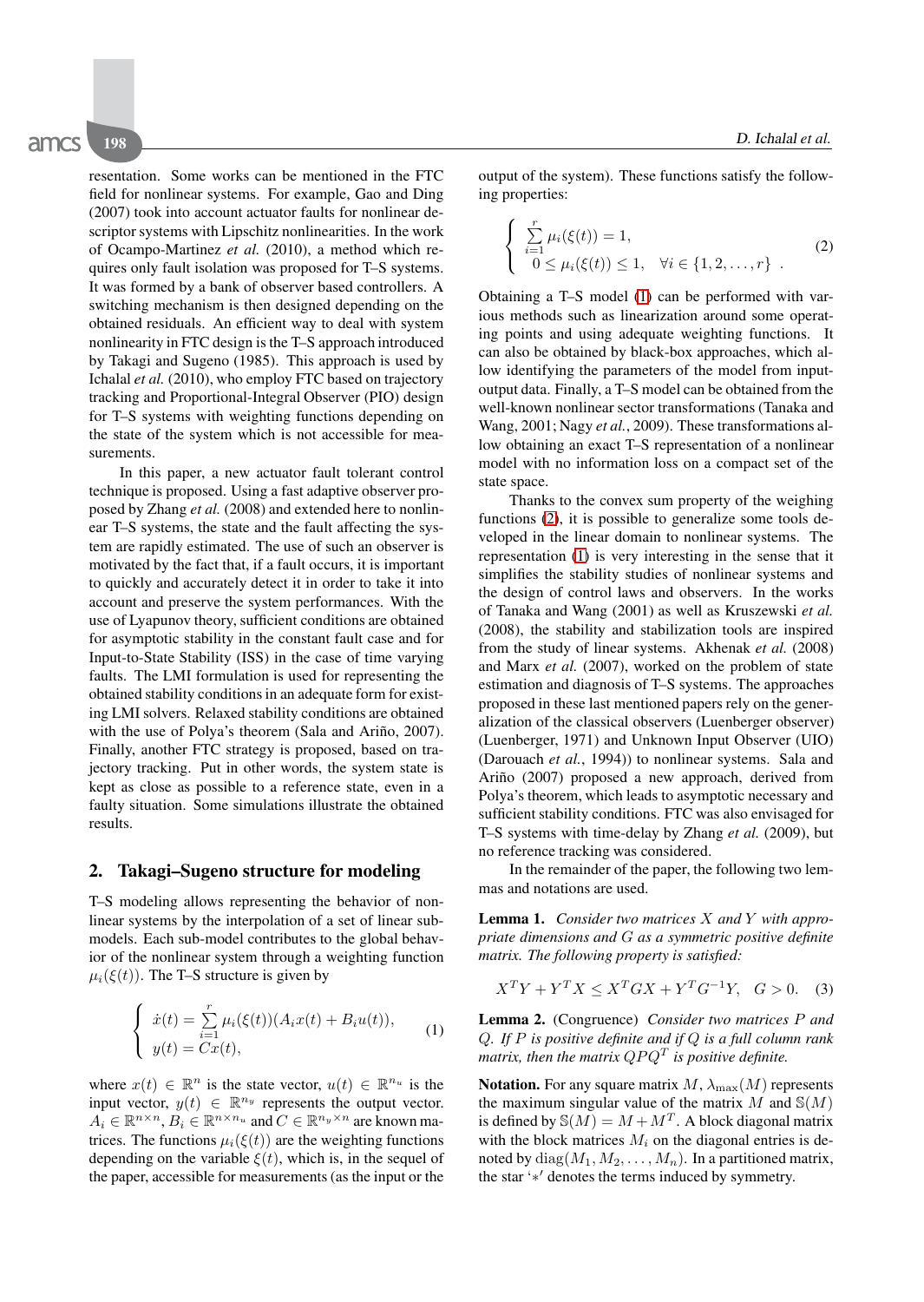resentation. Some works can be mentioned in the FTC field for nonlinear systems. For example, Gao and Ding (2007) took into account actuator faults for nonlinear descriptor systems with Lipschitz nonlinearities. In the work of Ocampo-Martinez *et al.* (2010), a method which requires only fault isolation was proposed for T–S systems. It was formed by a bank of observer based controllers. A switching mechanism is then designed depending on the obtained residuals. An efficient way to deal with system nonlinearity in FTC design is the T–S approach introduced by Takagi and Sugeno (1985). This approach is used by Ichalal *et al.* (2010), who employ FTC based on trajectory tracking and Proportional-Integral Observer (PIO) design for T–S systems with weighting functions depending on the state of the system which is not accessible for measurements.

In this paper, a new actuator fault tolerant control technique is proposed. Using a fast adaptive observer proposed by Zhang *et al.* (2008) and extended here to nonlinear T–S systems, the state and the fault affecting the system are rapidly estimated. The use of such an observer is motivated by the fact that, if a fault occurs, it is important to quickly and accurately detect it in order to take it into account and preserve the system performances. With the use of Lyapunov theory, sufficient conditions are obtained for asymptotic stability in the constant fault case and for Input-to-State Stability (ISS) in the case of time varying faults. The LMI formulation is used for representing the obtained stability conditions in an adequate form for existing LMI solvers. Relaxed stability conditions are obtained with the use of Polya's theorem (Sala and Ariño, 2007). Finally, another FTC strategy is proposed, based on trajectory tracking. Put in other words, the system state is kept as close as possible to a reference state, even in a faulty situation. Some simulations illustrate the obtained results.

## 2. Takagi–Sugeno structure for modeling

T–S modeling allows representing the behavior of nonlinear systems by the interpolation of a set of linear submodels. Each sub-model contributes to the global behavior of the nonlinear system through a weighting function $\mu_i(\xi(t))$. The T–S structure is given by

$$\left\{ \begin{array}{l} \dot{x}(t) = \sum\limits_{i=1}^{r} \mu_i(\xi(t))(A_i x(t) + B_i u(t)), \\ y(t) = Cx(t), \end{array} \right. \qquad (1)$$

where $x(t) \in \mathbb{R}^n$ is the state vector, $u(t) \in \mathbb{R}^{n_u}$ is the input vector, $y(t) \in \mathbb{R}^{n_y}$ represents the output vector. $A_i \in \mathbb{R}^{n \times n}$, $B_i \in \mathbb{R}^{n \times n_u}$ and $C \in \mathbb{R}^{n_y \times n}$ are known matrices. The functions $\mu_i(\xi(t))$ are the weighting functions depending on the variable $\xi(t)$, which is, in the sequel of the paper, accessible for measurements (as the input or the output of the system). These functions satisfy the following properties:

$$\left\{ \begin{array}{l} \sum\limits_{i=1}^{r} \mu_i(\xi(t)) = 1, \\ 0 \leq \mu_i(\xi(t)) \leq 1, \quad \forall i \in \{1, 2, \dots, r\} \end{array} \right. . \qquad (2)$$

Obtaining a T–S model (1) can be performed with various methods such as linearization around some operating points and using adequate weighting functions. It can also be obtained by black-box approaches, which allow identifying the parameters of the model from input-output data. Finally, a T–S model can be obtained from the well-known nonlinear sector transformations (Tanaka and Wang, 2001; Nagy *et al.*, 2009). These transformations allow obtaining an exact T–S representation of a nonlinear model with no information loss on a compact set of the state space.

Thanks to the convex sum property of the weighing functions (2), it is possible to generalize some tools developed in the linear domain to nonlinear systems. The representation (1) is very interesting in the sense that it simplifies the stability studies of nonlinear systems and the design of control laws and observers. In the works of Tanaka and Wang (2001) as well as Kruszewski *et al.* (2008), the stability and stabilization tools are inspired from the study of linear systems. Akhenak *et al.* (2008) and Marx *et al.* (2007), worked on the problem of state estimation and diagnosis of T–S systems. The approaches proposed in these last mentioned papers rely on the generalization of the classical observers (Luenberger observer) (Luenberger, 1971) and Unknown Input Observer (UIO) (Darouach *et al.*, 1994)) to nonlinear systems. Sala and Ariño (2007) proposed a new approach, derived from Polya's theorem, which leads to asymptotic necessary and sufficient stability conditions. FTC was also envisaged for T–S systems with time-delay by Zhang *et al.* (2009), but no reference tracking was considered.

In the remainder of the paper, the following two lemmas and notations are used.

**Lemma 1.** *Consider two matrices $X$ and $Y$ with appropriate dimensions and $G$ as a symmetric positive definite matrix. The following property is satisfied:*

$$X^T Y + Y^T X \leq X^T G X + Y^T G^{-1} Y, \quad G > 0. \quad (3)$$

**Lemma 2.** (Congruence) *Consider two matrices $P$ and $Q$. If $P$ is positive definite and if $Q$ is a full column rank matrix, then the matrix $QPQ^T$ is positive definite.*

**Notation.** For any square matrix $M$, $\lambda_{\max}(M)$ represents the maximum singular value of the matrix $M$ and $\mathbb{S}(M)$ is defined by $\mathbb{S}(M) = M + M^T$. A block diagonal matrix with the block matrices $M_i$ on the diagonal entries is denoted by $\mathrm{diag}(M_1, M_2, \dots, M_n)$. In a partitioned matrix, the star '$*$' denotes the terms induced by symmetry.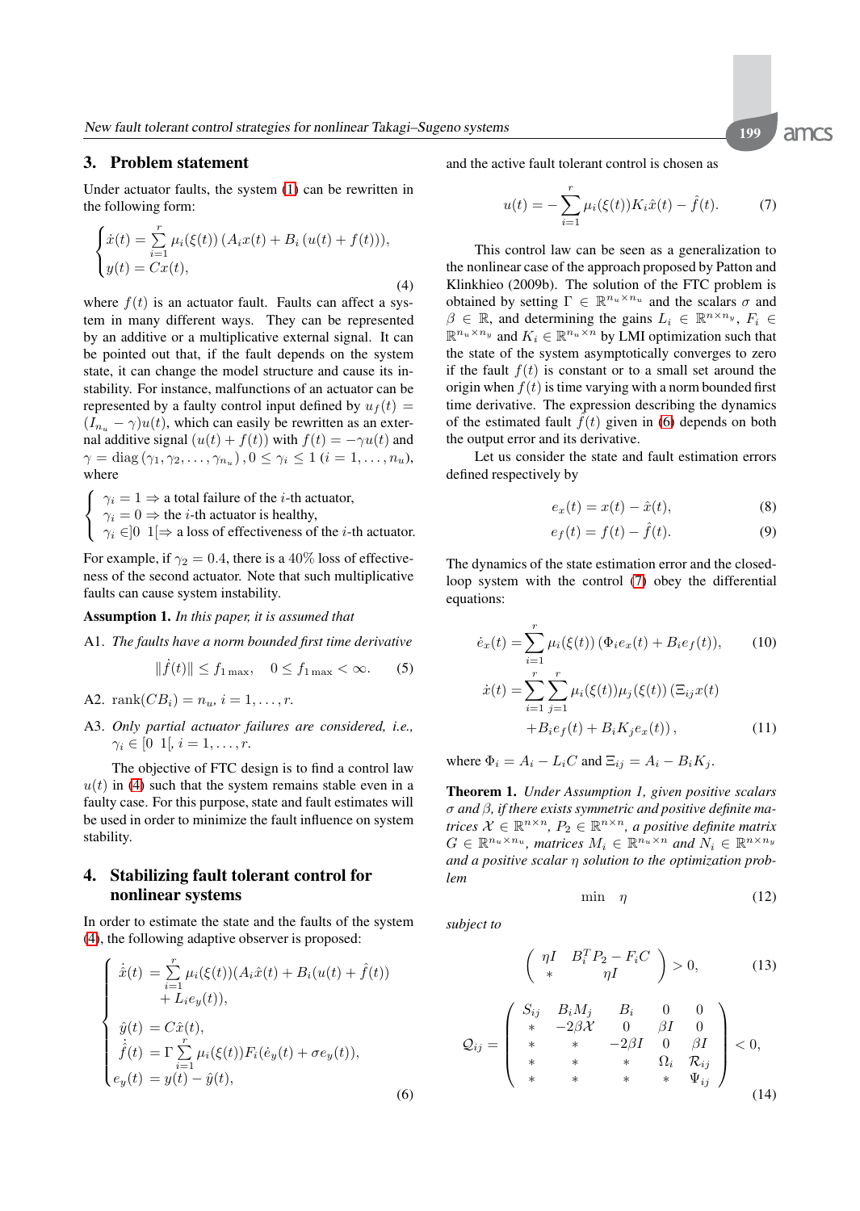## 3. Problem statement

Under actuator faults, the system (1) can be rewritten in the following form:

$$\begin{cases} \dot{x}(t) = \sum\limits_{i=1}^{r} \mu_i(\xi(t)) \left(A_i x(t) + B_i \left(u(t) + f(t)\right)\right), \\ y(t) = Cx(t), \end{cases} \tag{4}$$

where $f(t)$ is an actuator fault. Faults can affect a system in many different ways. They can be represented by an additive or a multiplicative external signal. It can be pointed out that, if the fault depends on the system state, it can change the model structure and cause its instability. For instance, malfunctions of an actuator can be represented by a faulty control input defined by $u_f(t) = (I_{n_u} - \gamma)u(t)$, which can easily be rewritten as an external additive signal $(u(t) + f(t))$ with $f(t) = -\gamma u(t)$ and $\gamma = \operatorname{diag}(\gamma_1, \gamma_2, \ldots, \gamma_{n_u}), 0 \leq \gamma_i \leq 1 \; (i = 1, \ldots, n_u)$, where

$$\begin{cases} \gamma_i = 1 \Rightarrow \text{a total failure of the } i\text{-th actuator,} \\ \gamma_i = 0 \Rightarrow \text{the } i\text{-th actuator is healthy,} \\ \gamma_i \in ]0 \;\; 1[\Rightarrow \text{a loss of effectiveness of the } i\text{-th actuator.} \end{cases}$$

For example, if $\gamma_2 = 0.4$, there is a 40% loss of effectiveness of the second actuator. Note that such multiplicative faults can cause system instability.

**Assumption 1.** *In this paper, it is assumed that*

A1. *The faults have a norm bounded first time derivative*

$$\|\dot{f}(t)\| \leq f_{1\max}, \quad 0 \leq f_{1\max} < \infty. \tag{5}$$

A2. $\operatorname{rank}(CB_i) = n_u$, $i = 1, \ldots, r$.

A3. *Only partial actuator failures are considered, i.e.,* $\gamma_i \in [0 \;\; 1[$, $i = 1, \ldots, r$.

The objective of FTC design is to find a control law $u(t)$ in (4) such that the system remains stable even in a faulty case. For this purpose, state and fault estimates will be used in order to minimize the fault influence on system stability.

## 4. Stabilizing fault tolerant control for nonlinear systems

In order to estimate the state and the faults of the system (4), the following adaptive observer is proposed:

$$\begin{cases} \dot{\hat{x}}(t) &= \sum\limits_{i=1}^{r} \mu_i(\xi(t))(A_i \hat{x}(t) + B_i(u(t) + \hat{f}(t)) \\ &\quad + L_i e_y(t)), \\ \hat{y}(t) &= C\hat{x}(t), \\ \dot{\hat{f}}(t) &= \Gamma \sum\limits_{i=1}^{r} \mu_i(\xi(t)) F_i(\dot{e}_y(t) + \sigma e_y(t)), \\ e_y(t) &= y(t) - \hat{y}(t), \end{cases} \tag{6}$$

and the active fault tolerant control is chosen as

$$u(t) = -\sum_{i=1}^{r} \mu_i(\xi(t)) K_i \hat{x}(t) - \hat{f}(t). \tag{7}$$

This control law can be seen as a generalization to the nonlinear case of the approach proposed by Patton and Klinkhieo (2009b). The solution of the FTC problem is obtained by setting $\Gamma \in \mathbb{R}^{n_u \times n_u}$ and the scalars $\sigma$ and $\beta \in \mathbb{R}$, and determining the gains $L_i \in \mathbb{R}^{n \times n_y}$, $F_i \in \mathbb{R}^{n_u \times n_y}$ and $K_i \in \mathbb{R}^{n_u \times n}$ by LMI optimization such that the state of the system asymptotically converges to zero if the fault $f(t)$ is constant or to a small set around the origin when $f(t)$ is time varying with a norm bounded first time derivative. The expression describing the dynamics of the estimated fault $\hat{f}(t)$ given in (6) depends on both the output error and its derivative.

Let us consider the state and fault estimation errors defined respectively by

$$e_x(t) = x(t) - \hat{x}(t), \tag{8}$$

$$e_f(t) = f(t) - \hat{f}(t). \tag{9}$$

The dynamics of the state estimation error and the closed-loop system with the control (7) obey the differential equations:

$$\dot{e}_x(t) = \sum_{i=1}^{r} \mu_i(\xi(t)) \left(\Phi_i e_x(t) + B_i e_f(t)\right), \tag{10}$$

$$\begin{aligned} \dot{x}(t) = \sum_{i=1}^{r} \sum_{j=1}^{r} \mu_i(\xi(t)) \mu_j(\xi(t)) \big(&\Xi_{ij} x(t) \\ &+ B_i e_f(t) + B_i K_j e_x(t)\big), \end{aligned} \tag{11}$$

where $\Phi_i = A_i - L_i C$ and $\Xi_{ij} = A_i - B_i K_j$.

**Theorem 1.** *Under Assumption 1, given positive scalars $\sigma$ and $\beta$, if there exists symmetric and positive definite matrices $\mathcal{X} \in \mathbb{R}^{n \times n}$, $P_2 \in \mathbb{R}^{n \times n}$, a positive definite matrix $G \in \mathbb{R}^{n_u \times n_u}$, matrices $M_i \in \mathbb{R}^{n_u \times n}$ and $N_i \in \mathbb{R}^{n \times n_y}$ and a positive scalar $\eta$ solution to the optimization problem*

$$\min \quad \eta \tag{12}$$

*subject to*

$$\begin{pmatrix} \eta I & B_i^T P_2 - F_i C \\ * & \eta I \end{pmatrix} > 0, \tag{13}$$

$$\mathcal{Q}_{ij} = \begin{pmatrix} S_{ij} & B_i M_j & B_i & 0 & 0 \\ * & -2\beta \mathcal{X} & 0 & \beta I & 0 \\ * & * & -2\beta I & 0 & \beta I \\ * & * & * & \Omega_i & \mathcal{R}_{ij} \\ * & * & * & * & \Psi_{ij} \end{pmatrix} < 0, \tag{14}$$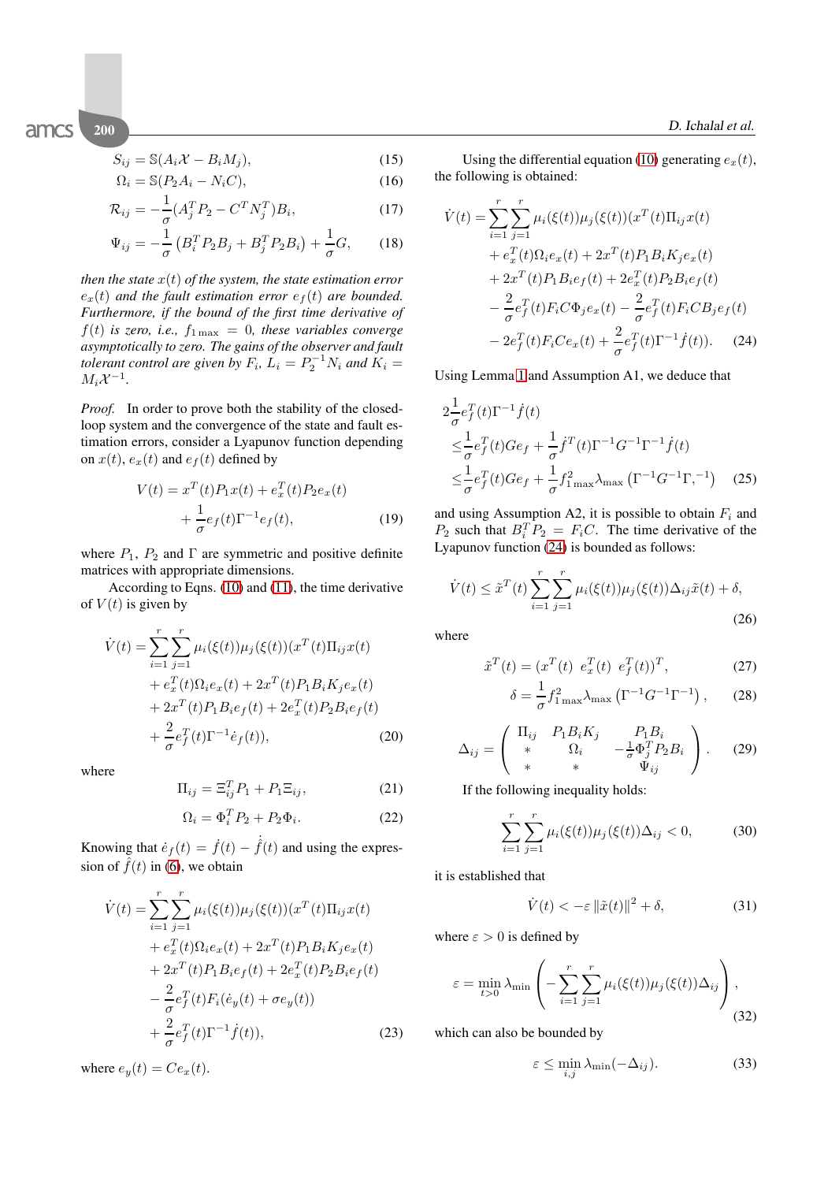$$S_{ij} = \mathbb{S}(A_i\mathcal{X} - B_iM_j), \tag{15}$$

$$\Omega_i = \mathbb{S}(P_2A_i - N_iC), \tag{16}$$

$$\mathcal{R}_{ij} = -\frac{1}{\sigma}(A_j^TP_2 - C^TN_j^T)B_i, \tag{17}$$

$$\Psi_{ij} = -\frac{1}{\sigma}\left(B_i^TP_2B_j + B_j^TP_2B_i\right) + \frac{1}{\sigma}G, \tag{18}$$

*then the state $x(t)$ of the system, the state estimation error $e_x(t)$ and the fault estimation error $e_f(t)$ are bounded. Furthermore, if the bound of the first time derivative of $f(t)$ is zero, i.e., $f_{1\max} = 0$, these variables converge asymptotically to zero. The gains of the observer and fault tolerant control are given by $F_i$, $L_i = P_2^{-1}N_i$ and $K_i = M_i\mathcal{X}^{-1}$.*

*Proof.* In order to prove both the stability of the closed-loop system and the convergence of the state and fault estimation errors, consider a Lyapunov function depending on $x(t)$, $e_x(t)$ and $e_f(t)$ defined by

$$V(t) = x^T(t)P_1x(t) + e_x^T(t)P_2e_x(t) + \frac{1}{\sigma}e_f(t)\Gamma^{-1}e_f(t), \tag{19}$$

where $P_1$, $P_2$ and $\Gamma$ are symmetric and positive definite matrices with appropriate dimensions.

According to Eqns. (10) and (11), the time derivative of $V(t)$ is given by

$$\begin{aligned}\dot{V}(t) = \sum_{i=1}^{r}\sum_{j=1}^{r}\mu_i(\xi(t))\mu_j(\xi(t))(x^T(t)\Pi_{ij}x(t)\\ + e_x^T(t)\Omega_ie_x(t) + 2x^T(t)P_1B_iK_je_x(t)\\ + 2x^T(t)P_1B_ie_f(t) + 2e_x^T(t)P_2B_ie_f(t)\\ + \frac{2}{\sigma}e_f^T(t)\Gamma^{-1}\dot{e}_f(t)),\end{aligned} \tag{20}$$

where

$$\Pi_{ij} = \Xi_{ij}^TP_1 + P_1\Xi_{ij}, \tag{21}$$

$$\Omega_i = \Phi_i^TP_2 + P_2\Phi_i. \tag{22}$$

Knowing that $\dot{e}_f(t) = \dot{f}(t) - \dot{\hat{f}}(t)$ and using the expression of $\hat{f}(t)$ in (6), we obtain

$$\begin{aligned}\dot{V}(t) = \sum_{i=1}^{r}\sum_{j=1}^{r}\mu_i(\xi(t))\mu_j(\xi(t))(x^T(t)\Pi_{ij}x(t)\\ + e_x^T(t)\Omega_ie_x(t) + 2x^T(t)P_1B_iK_je_x(t)\\ + 2x^T(t)P_1B_ie_f(t) + 2e_x^T(t)P_2B_ie_f(t)\\ - \frac{2}{\sigma}e_f^T(t)F_i(\dot{e}_y(t) + \sigma e_y(t))\\ + \frac{2}{\sigma}e_f^T(t)\Gamma^{-1}\dot{f}(t)),\end{aligned} \tag{23}$$

where $e_y(t) = Ce_x(t)$.

Using the differential equation (10) generating $e_x(t)$, the following is obtained:

$$\begin{aligned}\dot{V}(t) = \sum_{i=1}^{r}\sum_{j=1}^{r}\mu_i(\xi(t))\mu_j(\xi(t))(x^T(t)\Pi_{ij}x(t)\\ + e_x^T(t)\Omega_ie_x(t) + 2x^T(t)P_1B_iK_je_x(t)\\ + 2x^T(t)P_1B_ie_f(t) + 2e_x^T(t)P_2B_ie_f(t)\\ - \frac{2}{\sigma}e_f^T(t)F_iC\Phi_je_x(t) - \frac{2}{\sigma}e_f^T(t)F_iCB_je_f(t)\\ - 2e_f^T(t)F_iCe_x(t) + \frac{2}{\sigma}e_f^T(t)\Gamma^{-1}\dot{f}(t)).\end{aligned} \tag{24}$$

Using Lemma 1 and Assumption A1, we deduce that

$$\begin{aligned}&2\frac{1}{\sigma}e_f^T(t)\Gamma^{-1}\dot{f}(t)\\ &\leq \frac{1}{\sigma}e_f^T(t)Ge_f + \frac{1}{\sigma}\dot{f}^T(t)\Gamma^{-1}G^{-1}\Gamma^{-1}\dot{f}(t)\\ &\leq \frac{1}{\sigma}e_f^T(t)Ge_f + \frac{1}{\sigma}f_{1\max}^2\lambda_{\max}\left(\Gamma^{-1}G^{-1}\Gamma,^{-1}\right)\end{aligned} \tag{25}$$

and using Assumption A2, it is possible to obtain $F_i$ and $P_2$ such that $B_i^TP_2 = F_iC$. The time derivative of the Lyapunov function (24) is bounded as follows:

$$\dot{V}(t) \leq \tilde{x}^T(t)\sum_{i=1}^{r}\sum_{j=1}^{r}\mu_i(\xi(t))\mu_j(\xi(t))\Delta_{ij}\tilde{x}(t) + \delta, \tag{26}$$

where

$$\tilde{x}^T(t) = (x^T(t) \;\; e_x^T(t) \;\; e_f^T(t))^T, \tag{27}$$

$$\delta = \frac{1}{\sigma}f_{1\max}^2\lambda_{\max}\left(\Gamma^{-1}G^{-1}\Gamma^{-1}\right), \tag{28}$$

$$\Delta_{ij} = \begin{pmatrix}\Pi_{ij} & P_1B_iK_j & P_1B_i\\ * & \Omega_i & -\frac{1}{\sigma}\Phi_j^TP_2B_i\\ * & * & \Psi_{ij}\end{pmatrix}. \tag{29}$$

If the following inequality holds:

$$\sum_{i=1}^{r}\sum_{j=1}^{r}\mu_i(\xi(t))\mu_j(\xi(t))\Delta_{ij} < 0, \tag{30}$$

it is established that

$$\dot{V}(t) < -\varepsilon\left\|\tilde{x}(t)\right\|^2 + \delta, \tag{31}$$

where $\varepsilon > 0$ is defined by

$$\varepsilon = \min_{t>0}\lambda_{\min}\left(-\sum_{i=1}^{r}\sum_{j=1}^{r}\mu_i(\xi(t))\mu_j(\xi(t))\Delta_{ij}\right), \tag{32}$$

which can also be bounded by

$$\varepsilon \leq \min_{i,j}\lambda_{\min}(-\Delta_{ij}). \tag{33}$$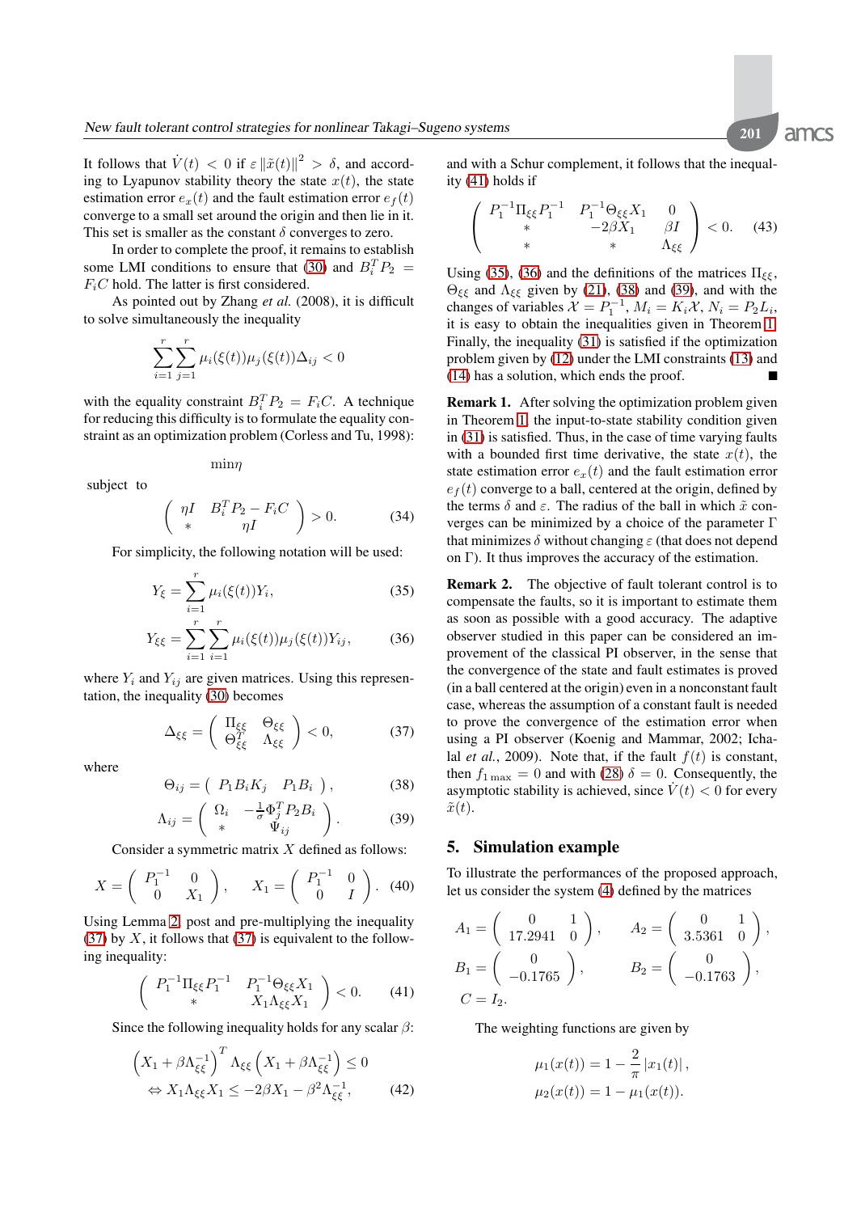It follows that $\dot{V}(t) < 0$ if $\varepsilon \|\tilde{x}(t)\|^2 > \delta$, and according to Lyapunov stability theory the state $x(t)$, the state estimation error $e_x(t)$ and the fault estimation error $e_f(t)$ converge to a small set around the origin and then lie in it. This set is smaller as the constant $\delta$ converges to zero.

In order to complete the proof, it remains to establish some LMI conditions to ensure that (30) and $B_i^T P_2 = F_i C$ hold. The latter is first considered.

As pointed out by Zhang *et al.* (2008), it is difficult to solve simultaneously the inequality

$$\sum_{i=1}^{r}\sum_{j=1}^{r}\mu_i(\xi(t))\mu_j(\xi(t))\Delta_{ij} < 0$$

with the equality constraint $B_i^T P_2 = F_i C$. A technique for reducing this difficulty is to formulate the equality constraint as an optimization problem (Corless and Tu, 1998):

$$\min \eta$$

subject to

$$\begin{pmatrix} \eta I & B_i^T P_2 - F_i C \\ * & \eta I \end{pmatrix} > 0. \tag{34}$$

For simplicity, the following notation will be used:

$$Y_\xi = \sum_{i=1}^{r}\mu_i(\xi(t))Y_i, \tag{35}$$

$$Y_{\xi\xi} = \sum_{i=1}^{r}\sum_{j=1}^{r}\mu_i(\xi(t))\mu_j(\xi(t))Y_{ij}, \tag{36}$$

where $Y_i$ and $Y_{ij}$ are given matrices. Using this representation, the inequality (30) becomes

$$\Delta_{\xi\xi} = \begin{pmatrix} \Pi_{\xi\xi} & \Theta_{\xi\xi} \\ \Theta_{\xi\xi}^T & \Lambda_{\xi\xi} \end{pmatrix} < 0, \tag{37}$$

where

$$\Theta_{ij} = \begin{pmatrix} P_1 B_i K_j & P_1 B_i \end{pmatrix}, \tag{38}$$

$$\Lambda_{ij} = \begin{pmatrix} \Omega_i & -\frac{1}{\sigma}\Phi_j^T P_2 B_i \\ * & \Psi_{ij} \end{pmatrix}. \tag{39}$$

Consider a symmetric matrix $X$ defined as follows:

$$X = \begin{pmatrix} P_1^{-1} & 0 \\ 0 & X_1 \end{pmatrix}, \quad X_1 = \begin{pmatrix} P_1^{-1} & 0 \\ 0 & I \end{pmatrix}. \tag{40}$$

Using Lemma 2, post and pre-multiplying the inequality (37) by $X$, it follows that (37) is equivalent to the following inequality:

$$\begin{pmatrix} P_1^{-1}\Pi_{\xi\xi}P_1^{-1} & P_1^{-1}\Theta_{\xi\xi}X_1 \\ * & X_1\Lambda_{\xi\xi}X_1 \end{pmatrix} < 0. \tag{41}$$

Since the following inequality holds for any scalar $\beta$:

$$\begin{aligned} &\left(X_1 + \beta\Lambda_{\xi\xi}^{-1}\right)^T \Lambda_{\xi\xi}\left(X_1 + \beta\Lambda_{\xi\xi}^{-1}\right) \leq 0 \\ &\Leftrightarrow X_1\Lambda_{\xi\xi}X_1 \leq -2\beta X_1 - \beta^2\Lambda_{\xi\xi}^{-1}, \end{aligned} \tag{42}$$

and with a Schur complement, it follows that the inequality (41) holds if

$$\begin{pmatrix} P_1^{-1}\Pi_{\xi\xi}P_1^{-1} & P_1^{-1}\Theta_{\xi\xi}X_1 & 0 \\ * & -2\beta X_1 & \beta I \\ * & * & \Lambda_{\xi\xi} \end{pmatrix} < 0. \tag{43}$$

Using (35), (36) and the definitions of the matrices $\Pi_{\xi\xi}$, $\Theta_{\xi\xi}$ and $\Lambda_{\xi\xi}$ given by (21), (38) and (39), and with the changes of variables $\mathcal{X} = P_1^{-1}$, $M_i = K_i\mathcal{X}$, $N_i = P_2 L_i$, it is easy to obtain the inequalities given in Theorem 1. Finally, the inequality (31) is satisfied if the optimization problem given by (12) under the LMI constraints (13) and (14) has a solution, which ends the proof. ∎

**Remark 1.** After solving the optimization problem given in Theorem 1, the input-to-state stability condition given in (31) is satisfied. Thus, in the case of time varying faults with a bounded first time derivative, the state $x(t)$, the state estimation error $e_x(t)$ and the fault estimation error $e_f(t)$ converge to a ball, centered at the origin, defined by the terms $\delta$ and $\varepsilon$. The radius of the ball in which $\tilde{x}$ converges can be minimized by a choice of the parameter $\Gamma$ that minimizes $\delta$ without changing $\varepsilon$ (that does not depend on $\Gamma$). It thus improves the accuracy of the estimation.

**Remark 2.** The objective of fault tolerant control is to compensate the faults, so it is important to estimate them as soon as possible with a good accuracy. The adaptive observer studied in this paper can be considered an improvement of the classical PI observer, in the sense that the convergence of the state and fault estimates is proved (in a ball centered at the origin) even in a nonconstant fault case, whereas the assumption of a constant fault is needed to prove the convergence of the estimation error when using a PI observer (Koenig and Mammar, 2002; Ichalal *et al.*, 2009). Note that, if the fault $f(t)$ is constant, then $f_{1\,\max} = 0$ and with (28) $\delta = 0$. Consequently, the asymptotic stability is achieved, since $\dot{V}(t) < 0$ for every $\tilde{x}(t)$.

## 5. Simulation example

To illustrate the performances of the proposed approach, let us consider the system (4) defined by the matrices

$$A_1 = \begin{pmatrix} 0 & 1 \\ 17.2941 & 0 \end{pmatrix}, \quad A_2 = \begin{pmatrix} 0 & 1 \\ 3.5361 & 0 \end{pmatrix},$$

$$B_1 = \begin{pmatrix} 0 \\ -0.1765 \end{pmatrix}, \quad B_2 = \begin{pmatrix} 0 \\ -0.1763 \end{pmatrix},$$

$$C = I_2.$$

The weighting functions are given by

$$\mu_1(x(t)) = 1 - \frac{2}{\pi}|x_1(t)|,$$

$$\mu_2(x(t)) = 1 - \mu_1(x(t)).$$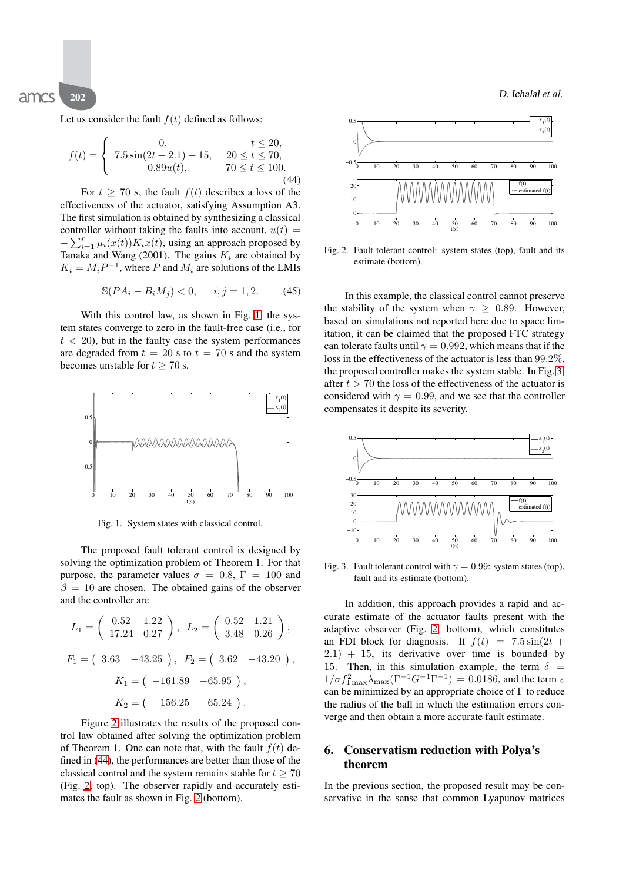Let us consider the fault $f(t)$ defined as follows:

$$f(t) = \begin{cases} 0, & t \leq 20, \\ 7.5\sin(2t + 2.1) + 15, & 20 \leq t \leq 70, \\ -0.89u(t), & 70 \leq t \leq 100. \end{cases} \tag{44}$$

For $t \geq 70$ s, the fault $f(t)$ describes a loss of the effectiveness of the actuator, satisfying Assumption A3. The first simulation is obtained by synthesizing a classical controller without taking the faults into account, $u(t) = -\sum_{i=1}^{r} \mu_i(x(t))K_i x(t)$, using an approach proposed by Tanaka and Wang (2001). The gains $K_i$ are obtained by $K_i = M_i P^{-1}$, where $P$ and $M_i$ are solutions of the LMIs

$$\mathbb{S}(PA_i - B_i M_j) < 0, \qquad i, j = 1, 2. \tag{45}$$

With this control law, as shown in Fig. 1, the system states converge to zero in the fault-free case (i.e., for $t < 20$), but in the faulty case the system performances are degraded from $t = 20$ s to $t = 70$ s and the system becomes unstable for $t \geq 70$ s.

Fig. 1. System states with classical control.

The proposed fault tolerant control is designed by solving the optimization problem of Theorem 1. For that purpose, the parameter values $\sigma = 0.8$, $\Gamma = 100$ and $\beta = 10$ are chosen. The obtained gains of the observer and the controller are

$$L_1 = \begin{pmatrix} 0.52 & 1.22 \\ 17.24 & 0.27 \end{pmatrix}, \quad L_2 = \begin{pmatrix} 0.52 & 1.21 \\ 3.48 & 0.26 \end{pmatrix},$$

$$F_1 = \begin{pmatrix} 3.63 & -43.25 \end{pmatrix}, \quad F_2 = \begin{pmatrix} 3.62 & -43.20 \end{pmatrix},$$

$$K_1 = \begin{pmatrix} -161.89 & -65.95 \end{pmatrix},$$

$$K_2 = \begin{pmatrix} -156.25 & -65.24 \end{pmatrix}.$$

Figure 2 illustrates the results of the proposed control law obtained after solving the optimization problem of Theorem 1. One can note that, with the fault $f(t)$ defined in (44), the performances are better than those of the classical control and the system remains stable for $t \geq 70$ (Fig. 2, top). The observer rapidly and accurately estimates the fault as shown in Fig. 2 (bottom).

Fig. 2. Fault tolerant control: system states (top), fault and its estimate (bottom).

In this example, the classical control cannot preserve the stability of the system when $\gamma \geq 0.89$. However, based on simulations not reported here due to space limitation, it can be claimed that the proposed FTC strategy can tolerate faults until $\gamma = 0.992$, which means that if the loss in the effectiveness of the actuator is less than 99.2%, the proposed controller makes the system stable. In Fig. 3, after $t > 70$ the loss of the effectiveness of the actuator is considered with $\gamma = 0.99$, and we see that the controller compensates it despite its severity.

Fig. 3. Fault tolerant control with $\gamma = 0.99$: system states (top), fault and its estimate (bottom).

In addition, this approach provides a rapid and accurate estimate of the actuator faults present with the adaptive observer (Fig. 2, bottom), which constitutes an FDI block for diagnosis. If $f(t) = 7.5\sin(2t + 2.1) + 15$, its derivative over time is bounded by 15. Then, in this simulation example, the term $\delta = 1/\sigma f_{1\,\max}^2 \lambda_{\max}(\Gamma^{-1}G^{-1}\Gamma^{-1}) = 0.0186$, and the term $\varepsilon$ can be minimized by an appropriate choice of $\Gamma$ to reduce the radius of the ball in which the estimation errors converge and then obtain a more accurate fault estimate.

## 6. Conservatism reduction with Polya's theorem

In the previous section, the proposed result may be conservative in the sense that common Lyapunov matrices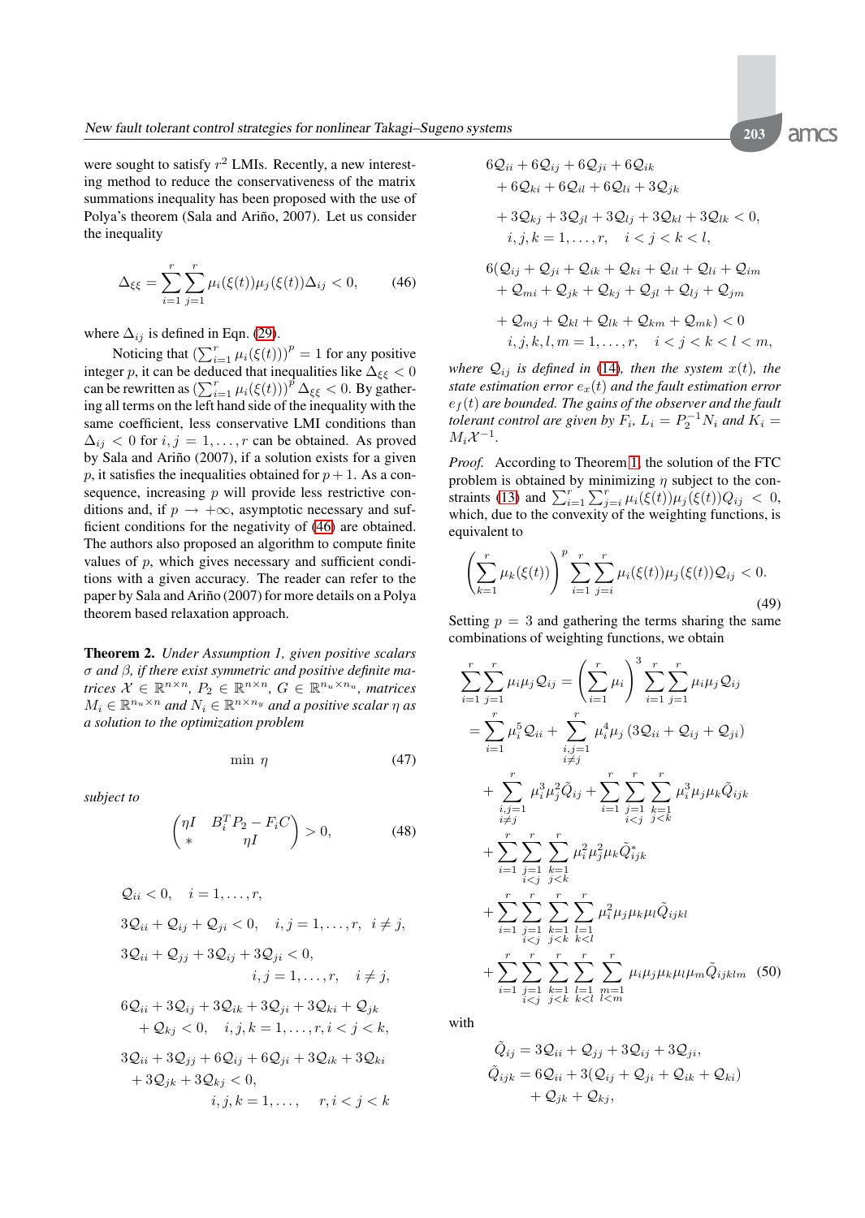were sought to satisfy $r^2$ LMIs. Recently, a new interesting method to reduce the conservativeness of the matrix summations inequality has been proposed with the use of Polya's theorem (Sala and Ariño, 2007). Let us consider the inequality

$$\Delta_{\xi\xi} = \sum_{i=1}^{r}\sum_{j=1}^{r}\mu_i(\xi(t))\mu_j(\xi(t))\Delta_{ij} < 0, \qquad (46)$$

where $\Delta_{ij}$ is defined in Eqn. (29).

Noticing that $\left(\sum_{i=1}^{r}\mu_i(\xi(t))\right)^p = 1$ for any positive integer $p$, it can be deduced that inequalities like $\Delta_{\xi\xi} < 0$ can be rewritten as $\left(\sum_{i=1}^{r}\mu_i(\xi(t))\right)^p \Delta_{\xi\xi} < 0$. By gathering all terms on the left hand side of the inequality with the same coefficient, less conservative LMI conditions than $\Delta_{ij} < 0$ for $i, j = 1, \ldots, r$ can be obtained. As proved by Sala and Ariño (2007), if a solution exists for a given $p$, it satisfies the inequalities obtained for $p+1$. As a consequence, increasing $p$ will provide less restrictive conditions and, if $p \to +\infty$, asymptotic necessary and sufficient conditions for the negativity of (46) are obtained. The authors also proposed an algorithm to compute finite values of $p$, which gives necessary and sufficient conditions with a given accuracy. The reader can refer to the paper by Sala and Ariño (2007) for more details on a Polya theorem based relaxation approach.

**Theorem 2.** *Under Assumption 1, given positive scalars $\sigma$ and $\beta$, if there exist symmetric and positive definite matrices $\mathcal{X} \in \mathbb{R}^{n\times n}$, $P_2 \in \mathbb{R}^{n\times n}$, $G \in \mathbb{R}^{n_u\times n_u}$, matrices $M_i \in \mathbb{R}^{n_u\times n}$ and $N_i \in \mathbb{R}^{n\times n_y}$ and a positive scalar $\eta$ as a solution to the optimization problem*

$$\min\ \eta \qquad (47)$$

*subject to*

$$\begin{pmatrix} \eta I & B_i^T P_2 - F_i C \\ * & \eta I \end{pmatrix} > 0, \qquad (48)$$

$$\mathcal{Q}_{ii} < 0, \quad i = 1, \ldots, r,$$

$$3\mathcal{Q}_{ii} + \mathcal{Q}_{ij} + \mathcal{Q}_{ji} < 0, \quad i, j = 1, \ldots, r, \quad i \neq j,$$

$$3\mathcal{Q}_{ii} + \mathcal{Q}_{jj} + 3\mathcal{Q}_{ij} + 3\mathcal{Q}_{ji} < 0, \quad i, j = 1, \ldots, r, \quad i \neq j,$$

$$6\mathcal{Q}_{ii} + 3\mathcal{Q}_{ij} + 3\mathcal{Q}_{ik} + 3\mathcal{Q}_{ji} + 3\mathcal{Q}_{ki} + \mathcal{Q}_{jk} + \mathcal{Q}_{kj} < 0, \quad i, j, k = 1, \ldots, r, i < j < k,$$

$$3\mathcal{Q}_{ii} + 3\mathcal{Q}_{jj} + 6\mathcal{Q}_{ij} + 6\mathcal{Q}_{ji} + 3\mathcal{Q}_{ik} + 3\mathcal{Q}_{ki} + 3\mathcal{Q}_{jk} + 3\mathcal{Q}_{kj} < 0, \quad i, j, k = 1, \ldots, \quad r, i < j < k$$

$$6\mathcal{Q}_{ii} + 6\mathcal{Q}_{ij} + 6\mathcal{Q}_{ji} + 6\mathcal{Q}_{ik} + 6\mathcal{Q}_{ki} + 6\mathcal{Q}_{il} + 6\mathcal{Q}_{li} + 3\mathcal{Q}_{jk} + 3\mathcal{Q}_{kj} + 3\mathcal{Q}_{jl} + 3\mathcal{Q}_{lj} + 3\mathcal{Q}_{kl} + 3\mathcal{Q}_{lk} < 0, \quad i, j, k = 1, \ldots, r, \quad i < j < k < l,$$

$$6(\mathcal{Q}_{ij} + \mathcal{Q}_{ji} + \mathcal{Q}_{ik} + \mathcal{Q}_{ki} + \mathcal{Q}_{il} + \mathcal{Q}_{li} + \mathcal{Q}_{im} + \mathcal{Q}_{mi} + \mathcal{Q}_{jk} + \mathcal{Q}_{kj} + \mathcal{Q}_{jl} + \mathcal{Q}_{lj} + \mathcal{Q}_{jm} + \mathcal{Q}_{mj} + \mathcal{Q}_{kl} + \mathcal{Q}_{lk} + \mathcal{Q}_{km} + \mathcal{Q}_{mk}) < 0 \quad i, j, k, l, m = 1, \ldots, r, \quad i < j < k < l < m,$$

*where $\mathcal{Q}_{ij}$ is defined in (14), then the system $x(t)$, the state estimation error $e_x(t)$ and the fault estimation error $e_f(t)$ are bounded. The gains of the observer and the fault tolerant control are given by $F_i$, $L_i = P_2^{-1}N_i$ and $K_i = M_i\mathcal{X}^{-1}$.*

*Proof.* According to Theorem 1, the solution of the FTC problem is obtained by minimizing $\eta$ subject to the constraints (13) and $\sum_{i=1}^{r}\sum_{j=i}^{r}\mu_i(\xi(t))\mu_j(\xi(t))Q_{ij} < 0$, which, due to the convexity of the weighting functions, is equivalent to

$$\left(\sum_{k=1}^{r}\mu_k(\xi(t))\right)^p \sum_{i=1}^{r}\sum_{j=i}^{r}\mu_i(\xi(t))\mu_j(\xi(t))\mathcal{Q}_{ij} < 0. \qquad (49)$$

Setting $p = 3$ and gathering the terms sharing the same combinations of weighting functions, we obtain

$$\begin{aligned}
\sum_{i=1}^{r}\sum_{j=1}^{r}\mu_i\mu_j\mathcal{Q}_{ij} &= \left(\sum_{i=1}^{r}\mu_i\right)^3 \sum_{i=1}^{r}\sum_{j=1}^{r}\mu_i\mu_j\mathcal{Q}_{ij} \\
&= \sum_{i=1}^{r}\mu_i^5\mathcal{Q}_{ii} + \sum_{\substack{i,j=1\\ i\neq j}}^{r}\mu_i^4\mu_j\left(3\mathcal{Q}_{ii} + \mathcal{Q}_{ij} + \mathcal{Q}_{ji}\right) \\
&\quad + \sum_{\substack{i,j=1\\ i\neq j}}^{r}\mu_i^3\mu_j^2\tilde{Q}_{ij} + \sum_{i=1}^{r}\sum_{\substack{j=1\\ i<j}}^{r}\sum_{\substack{k=1\\ j<k}}^{r}\mu_i^3\mu_j\mu_k\tilde{Q}_{ijk} \\
&\quad + \sum_{i=1}^{r}\sum_{\substack{j=1\\ i<j}}^{r}\sum_{\substack{k=1\\ j<k}}^{r}\mu_i^2\mu_j^2\mu_k\tilde{Q}^*_{ijk} \\
&\quad + \sum_{i=1}^{r}\sum_{\substack{j=1\\ i<j}}^{r}\sum_{\substack{k=1\\ j<k}}^{r}\sum_{\substack{l=1\\ k<l}}^{r}\mu_i^2\mu_j\mu_k\mu_l\tilde{Q}_{ijkl} \\
&\quad + \sum_{i=1}^{r}\sum_{\substack{j=1\\ i<j}}^{r}\sum_{\substack{k=1\\ j<k}}^{r}\sum_{\substack{l=1\\ k<l}}^{r}\sum_{\substack{m=1\\ l<m}}^{r}\mu_i\mu_j\mu_k\mu_l\mu_m\tilde{Q}_{ijklm} \quad (50)
\end{aligned}$$

with

$$\tilde{Q}_{ij} = 3\mathcal{Q}_{ii} + \mathcal{Q}_{jj} + 3\mathcal{Q}_{ij} + 3\mathcal{Q}_{ji},$$

$$\tilde{Q}_{ijk} = 6\mathcal{Q}_{ii} + 3(\mathcal{Q}_{ij} + \mathcal{Q}_{ji} + \mathcal{Q}_{ik} + \mathcal{Q}_{ki}) + \mathcal{Q}_{jk} + \mathcal{Q}_{kj},$$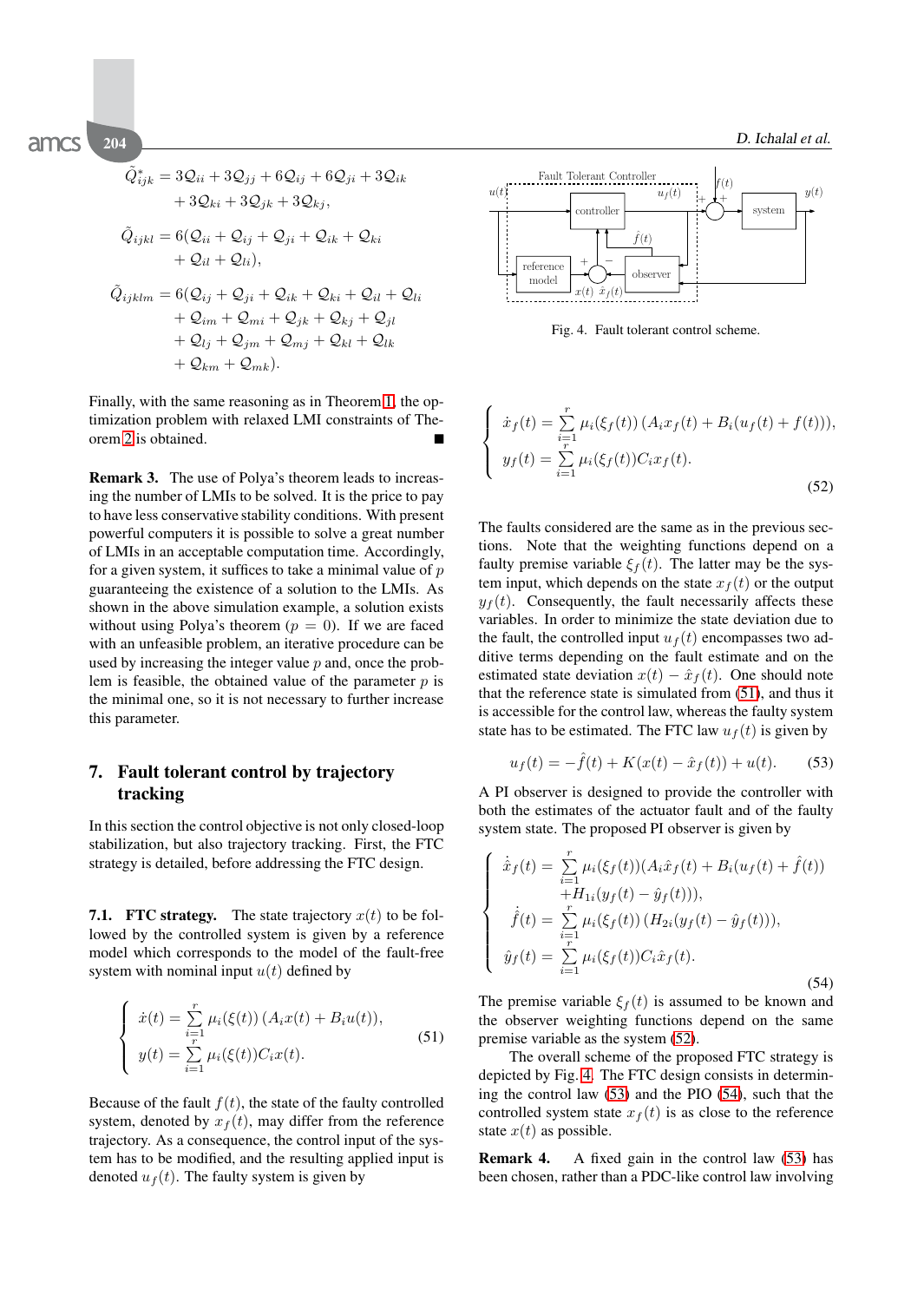$$
\begin{aligned}
\tilde{Q}^*_{ijk} &= 3\mathcal{Q}_{ii} + 3\mathcal{Q}_{jj} + 6\mathcal{Q}_{ij} + 6\mathcal{Q}_{ji} + 3\mathcal{Q}_{ik} \\
&\quad + 3\mathcal{Q}_{ki} + 3\mathcal{Q}_{jk} + 3\mathcal{Q}_{kj},
\end{aligned}
$$

$$
\begin{aligned}
\tilde{Q}_{ijkl} &= 6(\mathcal{Q}_{ii} + \mathcal{Q}_{ij} + \mathcal{Q}_{ji} + \mathcal{Q}_{ik} + \mathcal{Q}_{ki} \\
&\quad + \mathcal{Q}_{il} + \mathcal{Q}_{li}),
\end{aligned}
$$

$$
\begin{aligned}
\tilde{Q}_{ijklm} &= 6(\mathcal{Q}_{ij} + \mathcal{Q}_{ji} + \mathcal{Q}_{ik} + \mathcal{Q}_{ki} + \mathcal{Q}_{il} + \mathcal{Q}_{li} \\
&\quad + \mathcal{Q}_{im} + \mathcal{Q}_{mi} + \mathcal{Q}_{jk} + \mathcal{Q}_{kj} + \mathcal{Q}_{jl} \\
&\quad + \mathcal{Q}_{lj} + \mathcal{Q}_{jm} + \mathcal{Q}_{mj} + \mathcal{Q}_{kl} + \mathcal{Q}_{lk} \\
&\quad + \mathcal{Q}_{km} + \mathcal{Q}_{mk}).
\end{aligned}
$$

Finally, with the same reasoning as in Theorem 1, the optimization problem with relaxed LMI constraints of Theorem 2 is obtained. ∎

**Remark 3.** The use of Polya's theorem leads to increasing the number of LMIs to be solved. It is the price to pay to have less conservative stability conditions. With present powerful computers it is possible to solve a great number of LMIs in an acceptable computation time. Accordingly, for a given system, it suffices to take a minimal value of $p$ guaranteeing the existence of a solution to the LMIs. As shown in the above simulation example, a solution exists without using Polya's theorem ($p = 0$). If we are faced with an unfeasible problem, an iterative procedure can be used by increasing the integer value $p$ and, once the problem is feasible, the obtained value of the parameter $p$ is the minimal one, so it is not necessary to further increase this parameter.

## 7. Fault tolerant control by trajectory tracking

In this section the control objective is not only closed-loop stabilization, but also trajectory tracking. First, the FTC strategy is detailed, before addressing the FTC design.

**7.1. FTC strategy.** The state trajectory $x(t)$ to be followed by the controlled system is given by a reference model which corresponds to the model of the fault-free system with nominal input $u(t)$ defined by

$$
\begin{cases}
\dot{x}(t) = \sum_{i=1}^{r} \mu_i(\xi(t)) \left(A_i x(t) + B_i u(t)\right), \\
y(t) = \sum_{i=1}^{r} \mu_i(\xi(t)) C_i x(t).
\end{cases}
\tag{51}
$$

Because of the fault $f(t)$, the state of the faulty controlled system, denoted by $x_f(t)$, may differ from the reference trajectory. As a consequence, the control input of the system has to be modified, and the resulting applied input is denoted $u_f(t)$. The faulty system is given by

Fig. 4. Fault tolerant control scheme.

$$
\begin{cases}
\dot{x}_f(t) = \sum_{i=1}^{r} \mu_i(\xi_f(t)) \left(A_i x_f(t) + B_i(u_f(t) + f(t))\right), \\
y_f(t) = \sum_{i=1}^{r} \mu_i(\xi_f(t)) C_i x_f(t).
\end{cases}
\tag{52}
$$

The faults considered are the same as in the previous sections. Note that the weighting functions depend on a faulty premise variable $\xi_f(t)$. The latter may be the system input, which depends on the state $x_f(t)$ or the output $y_f(t)$. Consequently, the fault necessarily affects these variables. In order to minimize the state deviation due to the fault, the controlled input $u_f(t)$ encompasses two additive terms depending on the fault estimate and on the estimated state deviation $x(t) - \hat{x}_f(t)$. One should note that the reference state is simulated from (51), and thus it is accessible for the control law, whereas the faulty system state has to be estimated. The FTC law $u_f(t)$ is given by

$$
u_f(t) = -\hat{f}(t) + K(x(t) - \hat{x}_f(t)) + u(t). \tag{53}
$$

A PI observer is designed to provide the controller with both the estimates of the actuator fault and of the faulty system state. The proposed PI observer is given by

$$
\begin{cases}
\dot{\hat{x}}_f(t) = \sum_{i=1}^{r} \mu_i(\xi_f(t))(A_i \hat{x}_f(t) + B_i(u_f(t) + \hat{f}(t)) \\
\qquad\quad + H_{1i}(y_f(t) - \hat{y}_f(t))), \\
\dot{\hat{f}}(t) = \sum_{i=1}^{r} \mu_i(\xi_f(t)) \left(H_{2i}(y_f(t) - \hat{y}_f(t))\right), \\
\hat{y}_f(t) = \sum_{i=1}^{r} \mu_i(\xi_f(t)) C_i \hat{x}_f(t).
\end{cases}
\tag{54}
$$

The premise variable $\xi_f(t)$ is assumed to be known and the observer weighting functions depend on the same premise variable as the system (52).

The overall scheme of the proposed FTC strategy is depicted by Fig. 4. The FTC design consists in determining the control law (53) and the PIO (54), such that the controlled system state $x_f(t)$ is as close to the reference state $x(t)$ as possible.

**Remark 4.** A fixed gain in the control law (53) has been chosen, rather than a PDC-like control law involving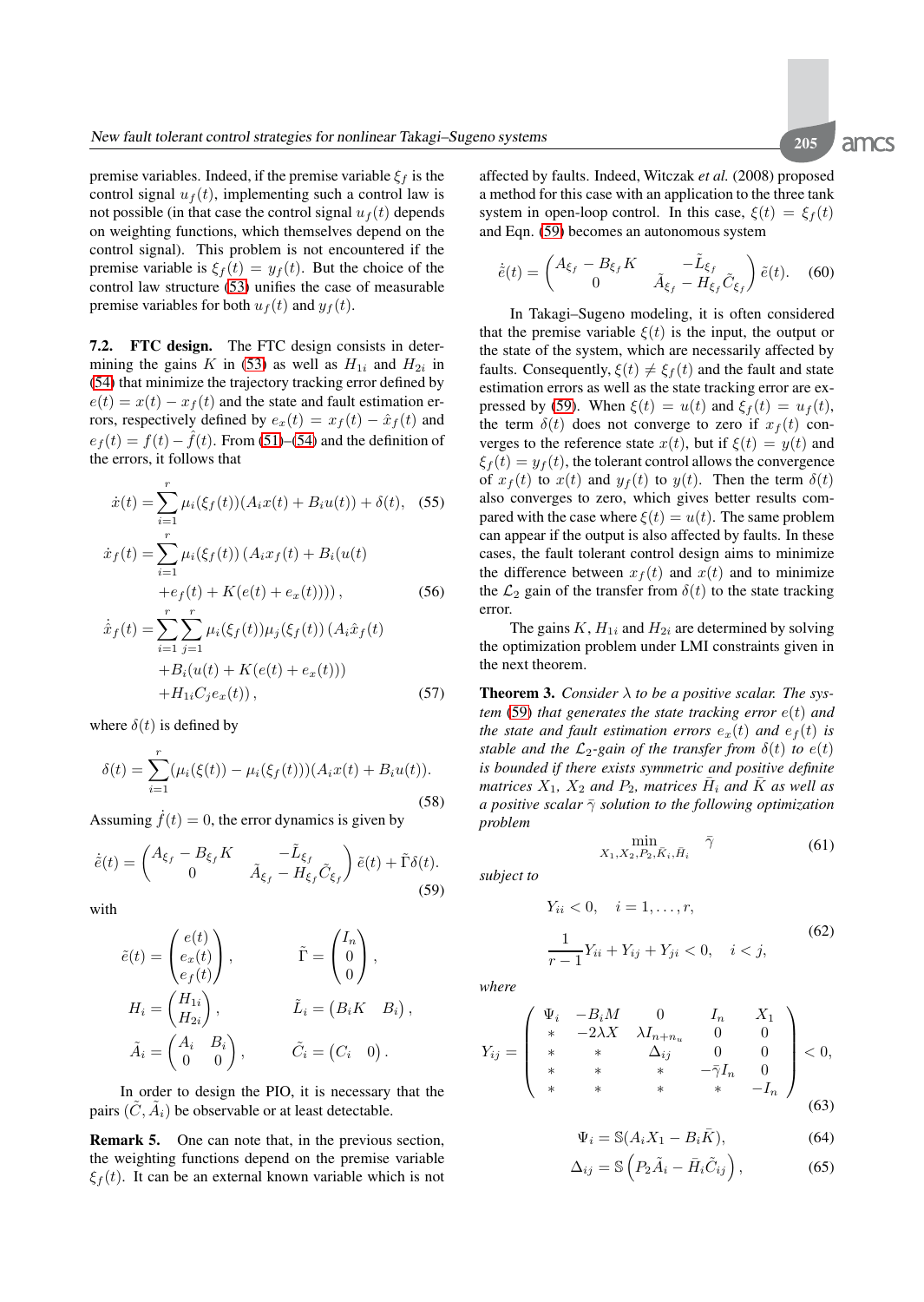premise variables. Indeed, if the premise variable $\xi_f$ is the control signal $u_f(t)$, implementing such a control law is not possible (in that case the control signal $u_f(t)$ depends on weighting functions, which themselves depend on the control signal). This problem is not encountered if the premise variable is $\xi_f(t) = y_f(t)$. But the choice of the control law structure (53) unifies the case of measurable premise variables for both $u_f(t)$ and $y_f(t)$.

**7.2. FTC design.** The FTC design consists in determining the gains $K$ in (53) as well as $H_{1i}$ and $H_{2i}$ in (54) that minimize the trajectory tracking error defined by $e(t) = x(t) - x_f(t)$ and the state and fault estimation errors, respectively defined by $e_x(t) = x_f(t) - \hat{x}_f(t)$ and $e_f(t) = f(t) - \hat{f}(t)$. From (51)–(54) and the definition of the errors, it follows that

$$\dot{x}(t) = \sum_{i=1}^{r} \mu_i(\xi_f(t))(A_i x(t) + B_i u(t)) + \delta(t), \tag{55}$$

$$\begin{aligned}\dot{x}_f(t) = \sum_{i=1}^{r} \mu_i(\xi_f(t)) \big(A_i x_f(t) + B_i(u(t) \\ + e_f(t) + K(e(t) + e_x(t)))\big),\end{aligned} \tag{56}$$

$$\begin{aligned}\dot{\hat{x}}_f(t) = \sum_{i=1}^{r} \sum_{j=1}^{r} \mu_i(\xi_f(t))\mu_j(\xi_f(t)) \big(A_i \hat{x}_f(t) \\ + B_i(u(t) + K(e(t) + e_x(t))) \\ + H_{1i} C_j e_x(t)\big),\end{aligned} \tag{57}$$

where $\delta(t)$ is defined by

$$\delta(t) = \sum_{i=1}^{r} (\mu_i(\xi(t)) - \mu_i(\xi_f(t)))(A_i x(t) + B_i u(t)). \tag{58}$$

Assuming $\dot{f}(t) = 0$, the error dynamics is given by

$$\dot{\tilde{e}}(t) = \begin{pmatrix} A_{\xi_f} - B_{\xi_f} K & -\tilde{L}_{\xi_f} \\ 0 & \tilde{A}_{\xi_f} - H_{\xi_f} \tilde{C}_{\xi_f} \end{pmatrix} \tilde{e}(t) + \tilde{\Gamma}\delta(t). \tag{59}$$

with

$$\tilde{e}(t) = \begin{pmatrix} e(t) \\ e_x(t) \\ e_f(t) \end{pmatrix}, \qquad \tilde{\Gamma} = \begin{pmatrix} I_n \\ 0 \\ 0 \end{pmatrix},$$

$$H_i = \begin{pmatrix} H_{1i} \\ H_{2i} \end{pmatrix}, \qquad \tilde{L}_i = \begin{pmatrix} B_i K & B_i \end{pmatrix},$$

$$\tilde{A}_i = \begin{pmatrix} A_i & B_i \\ 0 & 0 \end{pmatrix}, \qquad \tilde{C}_i = \begin{pmatrix} C_i & 0 \end{pmatrix}.$$

In order to design the PIO, it is necessary that the pairs $(\tilde{C}, \tilde{A}_i)$ be observable or at least detectable.

**Remark 5.** One can note that, in the previous section, the weighting functions depend on the premise variable $\xi_f(t)$. It can be an external known variable which is not affected by faults. Indeed, Witczak *et al.* (2008) proposed a method for this case with an application to the three tank system in open-loop control. In this case, $\xi(t) = \xi_f(t)$ and Eqn. (59) becomes an autonomous system

$$\dot{\tilde{e}}(t) = \begin{pmatrix} A_{\xi_f} - B_{\xi_f} K & -\tilde{L}_{\xi_f} \\ 0 & \tilde{A}_{\xi_f} - H_{\xi_f} \tilde{C}_{\xi_f} \end{pmatrix} \tilde{e}(t). \tag{60}$$

In Takagi–Sugeno modeling, it is often considered that the premise variable $\xi(t)$ is the input, the output or the state of the system, which are necessarily affected by faults. Consequently, $\xi(t) \neq \xi_f(t)$ and the fault and state estimation errors as well as the state tracking error are expressed by (59). When $\xi(t) = u(t)$ and $\xi_f(t) = u_f(t)$, the term $\delta(t)$ does not converge to zero if $x_f(t)$ converges to the reference state $x(t)$, but if $\xi(t) = y(t)$ and $\xi_f(t) = y_f(t)$, the tolerant control allows the convergence of $x_f(t)$ to $x(t)$ and $y_f(t)$ to $y(t)$. Then the term $\delta(t)$ also converges to zero, which gives better results compared with the case where $\xi(t) = u(t)$. The same problem can appear if the output is also affected by faults. In these cases, the fault tolerant control design aims to minimize the difference between $x_f(t)$ and $x(t)$ and to minimize the $\mathcal{L}_2$ gain of the transfer from $\delta(t)$ to the state tracking error.

The gains $K$, $H_{1i}$ and $H_{2i}$ are determined by solving the optimization problem under LMI constraints given in the next theorem.

**Theorem 3.** *Consider $\lambda$ to be a positive scalar. The system (59) that generates the state tracking error $e(t)$ and the state and fault estimation errors $e_x(t)$ and $e_f(t)$ is stable and the $\mathcal{L}_2$-gain of the transfer from $\delta(t)$ to $e(t)$ is bounded if there exists symmetric and positive definite matrices $X_1$, $X_2$ and $P_2$, matrices $\bar{H}_i$ and $\bar{K}$ as well as a positive scalar $\bar{\gamma}$ solution to the following optimization problem*

$$\min_{X_1, X_2, P_2, \bar{K}_i, \bar{H}_i} \bar{\gamma} \tag{61}$$

*subject to*

$$\begin{aligned} &Y_{ii} < 0, \quad i = 1, \dots, r, \\ &\frac{1}{r-1} Y_{ii} + Y_{ij} + Y_{ji} < 0, \quad i < j, \end{aligned} \tag{62}$$

*where*

$$Y_{ij} = \begin{pmatrix} \Psi_i & -B_i M & 0 & I_n & X_1 \\ * & -2\lambda X & \lambda I_{n+n_u} & 0 & 0 \\ * & * & \Delta_{ij} & 0 & 0 \\ * & * & * & -\bar{\gamma} I_n & 0 \\ * & * & * & * & -I_n \end{pmatrix} < 0, \tag{63}$$

$$\Psi_i = \mathbb{S}(A_i X_1 - B_i \bar{K}), \tag{64}$$

$$\Delta_{ij} = \mathbb{S}\left(P_2 \tilde{A}_i - \bar{H}_i \tilde{C}_{ij}\right), \tag{65}$$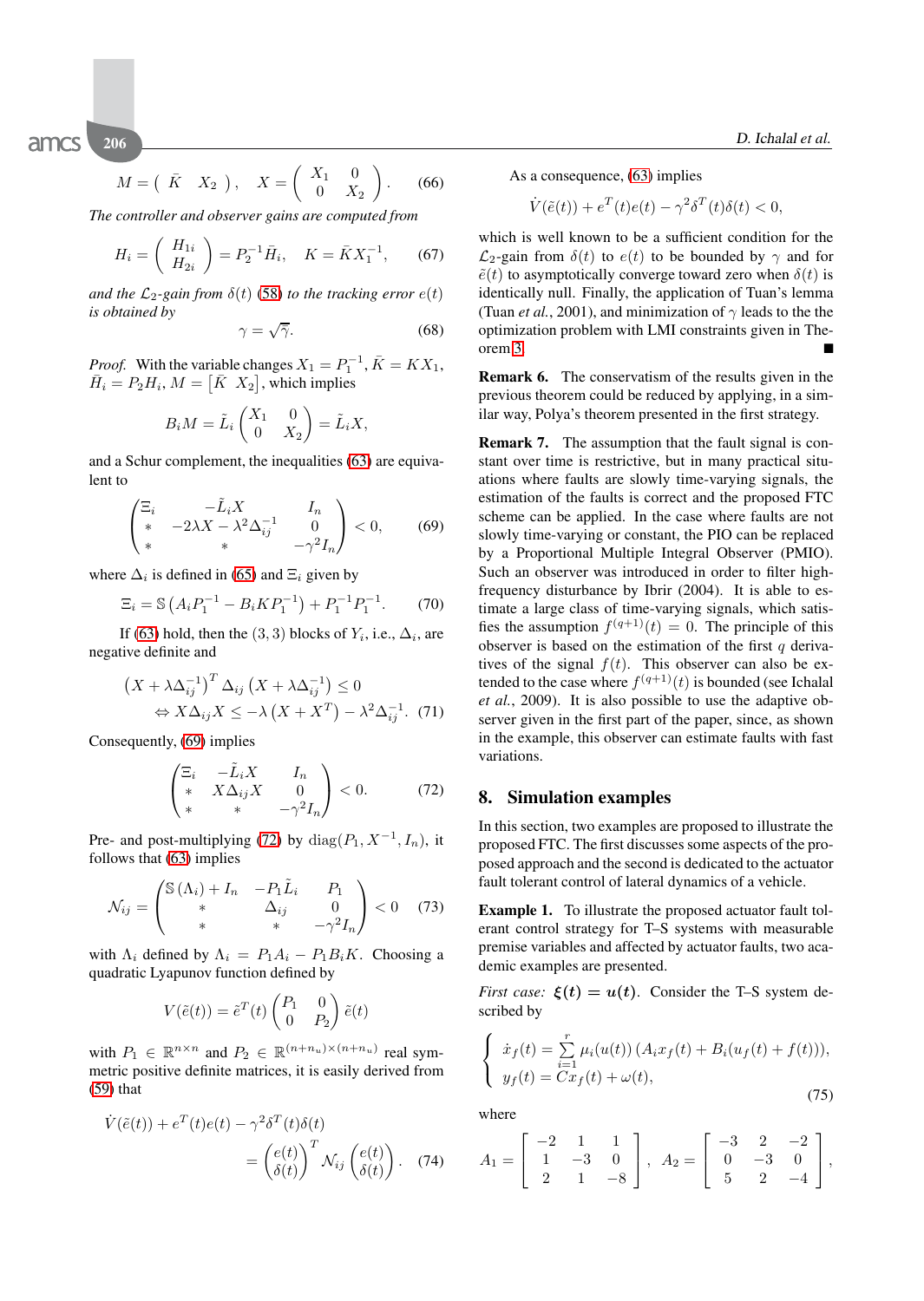$$M = \begin{pmatrix} \bar{K} & X_2 \end{pmatrix}, \quad X = \begin{pmatrix} X_1 & 0 \\ 0 & X_2 \end{pmatrix}. \tag{66}$$

*The controller and observer gains are computed from*

$$H_i = \begin{pmatrix} H_{1i} \\ H_{2i} \end{pmatrix} = P_2^{-1}\bar{H}_i, \quad K = \bar{K}X_1^{-1}, \tag{67}$$

*and the $\mathcal{L}_2$-gain from $\delta(t)$ (58) to the tracking error $e(t)$ is obtained by*

$$\gamma = \sqrt{\bar{\gamma}}. \tag{68}$$

*Proof.* With the variable changes $X_1 = P_1^{-1}$, $\bar{K} = KX_1$, $\bar{H}_i = P_2H_i$, $M = \begin{bmatrix}\bar{K} & X_2\end{bmatrix}$, which implies

$$B_iM = \tilde{L}_i\begin{pmatrix} X_1 & 0 \\ 0 & X_2 \end{pmatrix} = \tilde{L}_iX,$$

and a Schur complement, the inequalities (63) are equivalent to

$$\begin{pmatrix} \Xi_i & -\tilde{L}_iX & I_n \\ * & -2\lambda X - \lambda^2\Delta_{ij}^{-1} & 0 \\ * & * & -\gamma^2 I_n \end{pmatrix} < 0, \tag{69}$$

where $\Delta_i$ is defined in (65) and $\Xi_i$ given by

$$\Xi_i = \mathbb{S}\left(A_iP_1^{-1} - B_iKP_1^{-1}\right) + P_1^{-1}P_1^{-1}. \tag{70}$$

If (63) hold, then the $(3,3)$ blocks of $Y_i$, i.e., $\Delta_i$, are negative definite and

$$\begin{aligned} &\left(X + \lambda\Delta_{ij}^{-1}\right)^T \Delta_{ij}\left(X + \lambda\Delta_{ij}^{-1}\right) \le 0 \\ &\Leftrightarrow X\Delta_{ij}X \le -\lambda\left(X + X^T\right) - \lambda^2\Delta_{ij}^{-1}. \end{aligned} \tag{71}$$

Consequently, (69) implies

$$\begin{pmatrix} \Xi_i & -\tilde{L}_iX & I_n \\ * & X\Delta_{ij}X & 0 \\ * & * & -\gamma^2 I_n \end{pmatrix} < 0. \tag{72}$$

Pre- and post-multiplying (72) by $\mathrm{diag}(P_1, X^{-1}, I_n)$, it follows that (63) implies

$$\mathcal{N}_{ij} = \begin{pmatrix} \mathbb{S}(\Lambda_i) + I_n & -P_1\tilde{L}_i & P_1 \\ * & \Delta_{ij} & 0 \\ * & * & -\gamma^2 I_n \end{pmatrix} < 0 \tag{73}$$

with $\Lambda_i$ defined by $\Lambda_i = P_1A_i - P_1B_iK$. Choosing a quadratic Lyapunov function defined by

$$V(\tilde{e}(t)) = \tilde{e}^T(t)\begin{pmatrix} P_1 & 0 \\ 0 & P_2 \end{pmatrix}\tilde{e}(t)$$

with $P_1 \in \mathbb{R}^{n\times n}$ and $P_2 \in \mathbb{R}^{(n+n_u)\times(n+n_u)}$ real symmetric positive definite matrices, it is easily derived from (59) that

$$\dot{V}(\tilde{e}(t)) + e^T(t)e(t) - \gamma^2\delta^T(t)\delta(t) = \begin{pmatrix} e(t) \\ \delta(t) \end{pmatrix}^T \mathcal{N}_{ij}\begin{pmatrix} e(t) \\ \delta(t) \end{pmatrix}. \tag{74}$$

As a consequence, (63) implies

$$\dot{V}(\tilde{e}(t)) + e^T(t)e(t) - \gamma^2\delta^T(t)\delta(t) < 0,$$

which is well known to be a sufficient condition for the $\mathcal{L}_2$-gain from $\delta(t)$ to $e(t)$ to be bounded by $\gamma$ and for $\tilde{e}(t)$ to asymptotically converge toward zero when $\delta(t)$ is identically null. Finally, the application of Tuan's lemma (Tuan *et al.*, 2001), and minimization of $\gamma$ leads to the the optimization problem with LMI constraints given in Theorem 3. ∎

**Remark 6.** The conservatism of the results given in the previous theorem could be reduced by applying, in a similar way, Polya's theorem presented in the first strategy.

**Remark 7.** The assumption that the fault signal is constant over time is restrictive, but in many practical situations where faults are slowly time-varying signals, the estimation of the faults is correct and the proposed FTC scheme can be applied. In the case where faults are not slowly time-varying or constant, the PIO can be replaced by a Proportional Multiple Integral Observer (PMIO). Such an observer was introduced in order to filter high-frequency disturbance by Ibrir (2004). It is able to estimate a large class of time-varying signals, which satisfies the assumption $f^{(q+1)}(t) = 0$. The principle of this observer is based on the estimation of the first $q$ derivatives of the signal $f(t)$. This observer can also be extended to the case where $f^{(q+1)}(t)$ is bounded (see Ichalal *et al.*, 2009). It is also possible to use the adaptive observer given in the first part of the paper, since, as shown in the example, this observer can estimate faults with fast variations.

## 8. Simulation examples

In this section, two examples are proposed to illustrate the proposed FTC. The first discusses some aspects of the proposed approach and the second is dedicated to the actuator fault tolerant control of lateral dynamics of a vehicle.

**Example 1.** To illustrate the proposed actuator fault tolerant control strategy for T–S systems with measurable premise variables and affected by actuator faults, two academic examples are presented.

*First case:* $\xi(t) = u(t)$. Consider the T–S system described by

$$\begin{cases} \dot{x}_f(t) = \sum\limits_{i=1}^{r}\mu_i(u(t))\left(A_ix_f(t) + B_i(u_f(t) + f(t))\right), \\ y_f(t) = Cx_f(t) + \omega(t), \end{cases} \tag{75}$$

where

$$A_1 = \begin{bmatrix} -2 & 1 & 1 \\ 1 & -3 & 0 \\ 2 & 1 & -8 \end{bmatrix}, \quad A_2 = \begin{bmatrix} -3 & 2 & -2 \\ 0 & -3 & 0 \\ 5 & 2 & -4 \end{bmatrix},$$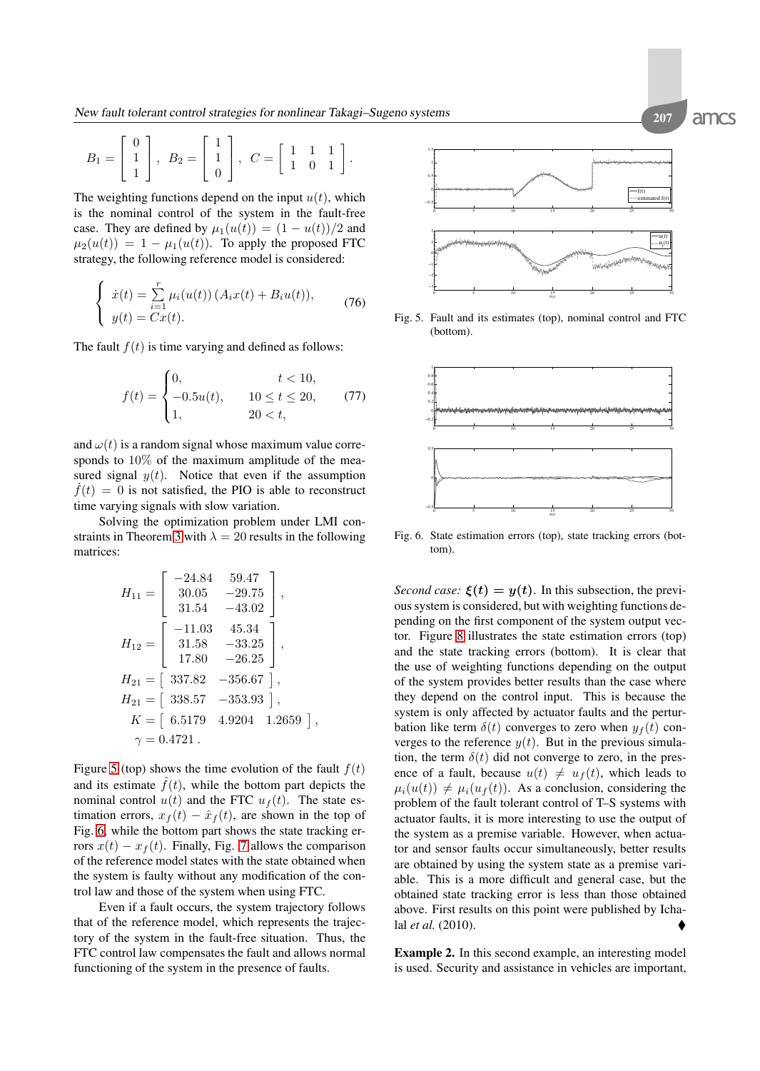$$B_1 = \begin{bmatrix} 0 \\ 1 \\ 1 \end{bmatrix}, \ B_2 = \begin{bmatrix} 1 \\ 1 \\ 0 \end{bmatrix}, \ C = \begin{bmatrix} 1 & 1 & 1 \\ 1 & 0 & 1 \end{bmatrix}.$$

The weighting functions depend on the input $u(t)$, which is the nominal control of the system in the fault-free case. They are defined by $\mu_1(u(t)) = (1 - u(t))/2$ and $\mu_2(u(t)) = 1 - \mu_1(u(t))$. To apply the proposed FTC strategy, the following reference model is considered:

$$\begin{cases} \dot{x}(t) = \sum_{i=1}^{r} \mu_i(u(t)) \left(A_i x(t) + B_i u(t)\right), \\ y(t) = Cx(t). \end{cases} \tag{76}$$

The fault $f(t)$ is time varying and defined as follows:

$$f(t) = \begin{cases} 0, & t < 10, \\ -0.5u(t), & 10 \le t \le 20, \\ 1, & 20 < t, \end{cases} \tag{77}$$

and $\omega(t)$ is a random signal whose maximum value corresponds to $10\%$ of the maximum amplitude of the measured signal $y(t)$. Notice that even if the assumption $\dot{f}(t) = 0$ is not satisfied, the PIO is able to reconstruct time varying signals with slow variation.

Solving the optimization problem under LMI constraints in Theorem 3 with $\lambda = 20$ results in the following matrices:

$$H_{11} = \begin{bmatrix} -24.84 & 59.47 \\ 30.05 & -29.75 \\ 31.54 & -43.02 \end{bmatrix},$$

$$H_{12} = \begin{bmatrix} -11.03 & 45.34 \\ 31.58 & -33.25 \\ 17.80 & -26.25 \end{bmatrix},$$

$$H_{21} = \begin{bmatrix} 337.82 & -356.67 \end{bmatrix},$$

$$H_{21} = \begin{bmatrix} 338.57 & -353.93 \end{bmatrix},$$

$$K = \begin{bmatrix} 6.5179 & 4.9204 & 1.2659 \end{bmatrix},$$

$$\gamma = 0.4721 .$$

Figure 5 (top) shows the time evolution of the fault $f(t)$ and its estimate $\hat{f}(t)$, while the bottom part depicts the nominal control $u(t)$ and the FTC $u_f(t)$. The state estimation errors, $x_f(t) - \hat{x}_f(t)$, are shown in the top of Fig. 6, while the bottom part shows the state tracking errors $x(t) - x_f(t)$. Finally, Fig. 7 allows the comparison of the reference model states with the state obtained when the system is faulty without any modification of the control law and those of the system when using FTC.

Even if a fault occurs, the system trajectory follows that of the reference model, which represents the trajectory of the system in the fault-free situation. Thus, the FTC control law compensates the fault and allows normal functioning of the system in the presence of faults.

Fig. 5. Fault and its estimates (top), nominal control and FTC (bottom).

Fig. 6. State estimation errors (top), state tracking errors (bottom).

*Second case:* $\boldsymbol{\xi(t) = y(t)}$. In this subsection, the previous system is considered, but with weighting functions depending on the first component of the system output vector. Figure 8 illustrates the state estimation errors (top) and the state tracking errors (bottom). It is clear that the use of weighting functions depending on the output of the system provides better results than the case where they depend on the control input. This is because the system is only affected by actuator faults and the perturbation like term $\delta(t)$ converges to zero when $y_f(t)$ converges to the reference $y(t)$. But in the previous simulation, the term $\delta(t)$ did not converge to zero, in the presence of a fault, because $u(t) \neq u_f(t)$, which leads to $\mu_i(u(t)) \neq \mu_i(u_f(t))$. As a conclusion, considering the problem of the fault tolerant control of T–S systems with actuator faults, it is more interesting to use the output of the system as a premise variable. However, when actuator and sensor faults occur simultaneously, better results are obtained by using the system state as a premise variable. This is a more difficult and general case, but the obtained state tracking error is less than those obtained above. First results on this point were published by Ichalal *et al.* (2010). ♦

**Example 2.** In this second example, an interesting model is used. Security and assistance in vehicles are important,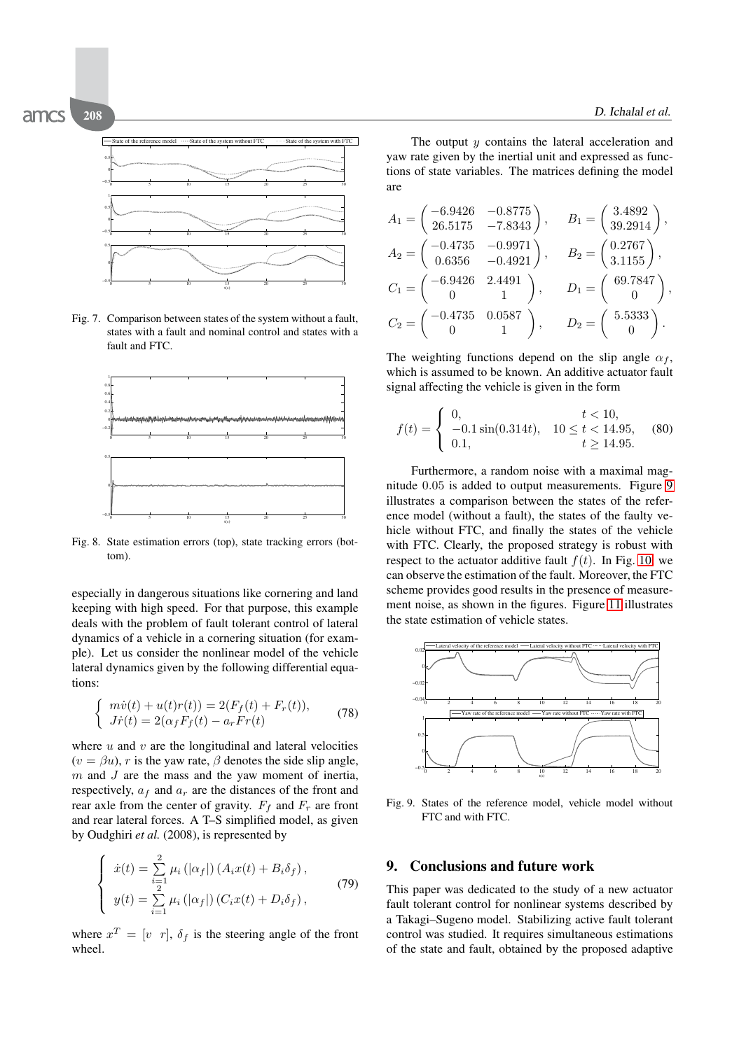Fig. 7. Comparison between states of the system without a fault, states with a fault and nominal control and states with a fault and FTC.

Fig. 8. State estimation errors (top), state tracking errors (bottom).

especially in dangerous situations like cornering and land keeping with high speed. For that purpose, this example deals with the problem of fault tolerant control of lateral dynamics of a vehicle in a cornering situation (for example). Let us consider the nonlinear model of the vehicle lateral dynamics given by the following differential equations:

$$
\begin{cases} m\dot{v}(t) + u(t)r(t)) = 2(F_f(t) + F_r(t)), \\ J\dot{r}(t) = 2(\alpha_f F_f(t) - a_r Fr(t)) \end{cases} \tag{78}
$$

where $u$ and $v$ are the longitudinal and lateral velocities ($v = \beta u$), $r$ is the yaw rate, $\beta$ denotes the side slip angle, $m$ and $J$ are the mass and the yaw moment of inertia, respectively, $a_f$ and $a_r$ are the distances of the front and rear axle from the center of gravity. $F_f$ and $F_r$ are front and rear lateral forces. A T–S simplified model, as given by Oudghiri *et al.* (2008), is represented by

$$
\begin{cases} \dot{x}(t) = \sum_{i=1}^{2} \mu_i \left(|\alpha_f|\right) \left(A_i x(t) + B_i \delta_f\right), \\ y(t) = \sum_{i=1}^{2} \mu_i \left(|\alpha_f|\right) \left(C_i x(t) + D_i \delta_f\right), \end{cases} \tag{79}
$$

where $x^T = [v \quad r]$, $\delta_f$ is the steering angle of the front wheel.

The output $y$ contains the lateral acceleration and yaw rate given by the inertial unit and expressed as functions of state variables. The matrices defining the model are

$$
A_1 = \begin{pmatrix} -6.9426 & -0.8775 \\ 26.5175 & -7.8343 \end{pmatrix}, \quad B_1 = \begin{pmatrix} 3.4892 \\ 39.2914 \end{pmatrix},
$$

$$
A_2 = \begin{pmatrix} -0.4735 & -0.9971 \\ 0.6356 & -0.4921 \end{pmatrix}, \quad B_2 = \begin{pmatrix} 0.2767 \\ 3.1155 \end{pmatrix},
$$

$$
C_1 = \begin{pmatrix} -6.9426 & 2.4491 \\ 0 & 1 \end{pmatrix}, \quad D_1 = \begin{pmatrix} 69.7847 \\ 0 \end{pmatrix},
$$

$$
C_2 = \begin{pmatrix} -0.4735 & 0.0587 \\ 0 & 1 \end{pmatrix}, \quad D_2 = \begin{pmatrix} 5.5333 \\ 0 \end{pmatrix}.
$$

The weighting functions depend on the slip angle $\alpha_f$, which is assumed to be known. An additive actuator fault signal affecting the vehicle is given in the form

$$
f(t) = \begin{cases} 0, & t < 10, \\ -0.1\sin(0.314t), & 10 \le t < 14.95, \\ 0.1, & t \ge 14.95. \end{cases} \tag{80}
$$

Furthermore, a random noise with a maximal magnitude $0.05$ is added to output measurements. Figure 9 illustrates a comparison between the states of the reference model (without a fault), the states of the faulty vehicle without FTC, and finally the states of the vehicle with FTC. Clearly, the proposed strategy is robust with respect to the actuator additive fault $f(t)$. In Fig. 10, we can observe the estimation of the fault. Moreover, the FTC scheme provides good results in the presence of measurement noise, as shown in the figures. Figure 11 illustrates the state estimation of vehicle states.

Fig. 9. States of the reference model, vehicle model without FTC and with FTC.

## 9. Conclusions and future work

This paper was dedicated to the study of a new actuator fault tolerant control for nonlinear systems described by a Takagi–Sugeno model. Stabilizing active fault tolerant control was studied. It requires simultaneous estimations of the state and fault, obtained by the proposed adaptive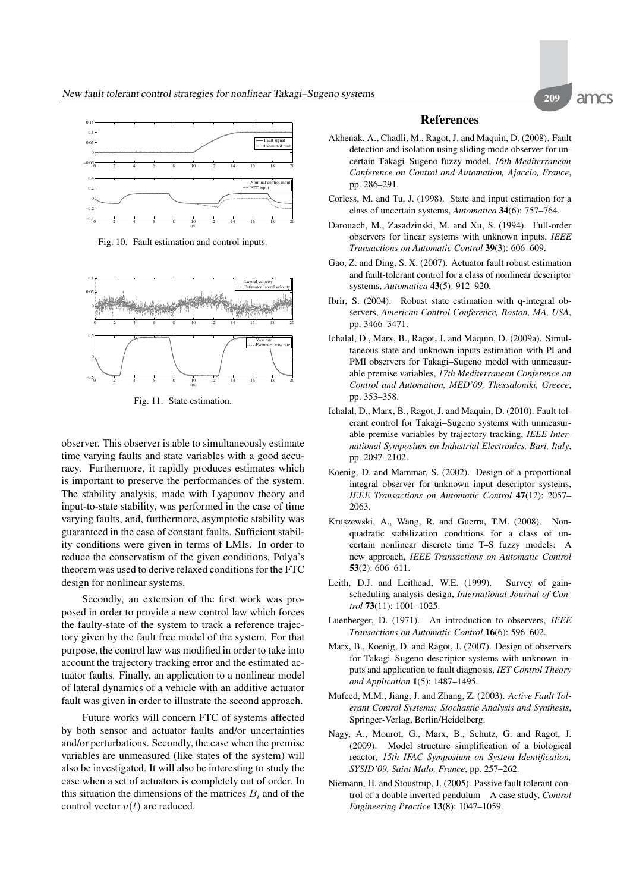0.15
0.1
0.05
0
−0.05
0 2 4 6 8 10 12 14 16 18 20
Fault signal
Estimated fault

0.4
0.2
0
−0.2
−0.4
0 2 4 6 8 10 12 14 16 18 20
t(s)
Nominal control input
FTC input

Fig. 10. Fault estimation and control inputs.

0.1
0.05
0
0 2 4 6 8 10 12 14 16 18 20
Lateral velocity
Estimated lateral velocity

0.5
0
−0.5
0 2 4 6 8 10 12 14 16 18 20
t(s)
Yaw rate
Estimated yaw rate

Fig. 11. State estimation.

observer. This observer is able to simultaneously estimate time varying faults and state variables with a good accuracy. Furthermore, it rapidly produces estimates which is important to preserve the performances of the system. The stability analysis, made with Lyapunov theory and input-to-state stability, was performed in the case of time varying faults, and, furthermore, asymptotic stability was guaranteed in the case of constant faults. Sufficient stability conditions were given in terms of LMIs. In order to reduce the conservatism of the given conditions, Polya's theorem was used to derive relaxed conditions for the FTC design for nonlinear systems.

Secondly, an extension of the first work was proposed in order to provide a new control law which forces the faulty-state of the system to track a reference trajectory given by the fault free model of the system. For that purpose, the control law was modified in order to take into account the trajectory tracking error and the estimated actuator faults. Finally, an application to a nonlinear model of lateral dynamics of a vehicle with an additive actuator fault was given in order to illustrate the second approach.

Future works will concern FTC of systems affected by both sensor and actuator faults and/or uncertainties and/or perturbations. Secondly, the case when the premise variables are unmeasured (like states of the system) will also be investigated. It will also be interesting to study the case when a set of actuators is completely out of order. In this situation the dimensions of the matrices $B_i$ and of the control vector $u(t)$ are reduced.

## References

Akhenak, A., Chadli, M., Ragot, J. and Maquin, D. (2008). Fault detection and isolation using sliding mode observer for uncertain Takagi–Sugeno fuzzy model, *16th Mediterranean Conference on Control and Automation, Ajaccio, France*, pp. 286–291.

Corless, M. and Tu, J. (1998). State and input estimation for a class of uncertain systems, *Automatica* **34**(6): 757–764.

Darouach, M., Zasadzinski, M. and Xu, S. (1994). Full-order observers for linear systems with unknown inputs, *IEEE Transactions on Automatic Control* **39**(3): 606–609.

Gao, Z. and Ding, S. X. (2007). Actuator fault robust estimation and fault-tolerant control for a class of nonlinear descriptor systems, *Automatica* **43**(5): 912–920.

Ibrir, S. (2004). Robust state estimation with q-integral observers, *American Control Conference, Boston, MA, USA*, pp. 3466–3471.

Ichalal, D., Marx, B., Ragot, J. and Maquin, D. (2009a). Simultaneous state and unknown inputs estimation with PI and PMI observers for Takagi–Sugeno model with unmeasurable premise variables, *17th Mediterranean Conference on Control and Automation, MED'09, Thessaloniki, Greece*, pp. 353–358.

Ichalal, D., Marx, B., Ragot, J. and Maquin, D. (2010). Fault tolerant control for Takagi–Sugeno systems with unmeasurable premise variables by trajectory tracking, *IEEE International Symposium on Industrial Electronics, Bari, Italy*, pp. 2097–2102.

Koenig, D. and Mammar, S. (2002). Design of a proportional integral observer for unknown input descriptor systems, *IEEE Transactions on Automatic Control* **47**(12): 2057–2063.

Kruszewski, A., Wang, R. and Guerra, T.M. (2008). Nonquadratic stabilization conditions for a class of uncertain nonlinear discrete time T–S fuzzy models: A new approach, *IEEE Transactions on Automatic Control* **53**(2): 606–611.

Leith, D.J. and Leithead, W.E. (1999). Survey of gain-scheduling analysis design, *International Journal of Control* **73**(11): 1001–1025.

Luenberger, D. (1971). An introduction to observers, *IEEE Transactions on Automatic Control* **16**(6): 596–602.

Marx, B., Koenig, D. and Ragot, J. (2007). Design of observers for Takagi–Sugeno descriptor systems with unknown inputs and application to fault diagnosis, *IET Control Theory and Application* **1**(5): 1487–1495.

Mufeed, M.M., Jiang, J. and Zhang, Z. (2003). *Active Fault Tolerant Control Systems: Stochastic Analysis and Synthesis*, Springer-Verlag, Berlin/Heidelberg.

Nagy, A., Mourot, G., Marx, B., Schutz, G. and Ragot, J. (2009). Model structure simplification of a biological reactor, *15th IFAC Symposium on System Identification, SYSID'09, Saint Malo, France*, pp. 257–262.

Niemann, H. and Stoustrup, J. (2005). Passive fault tolerant control of a double inverted pendulum—A case study, *Control Engineering Practice* **13**(8): 1047–1059.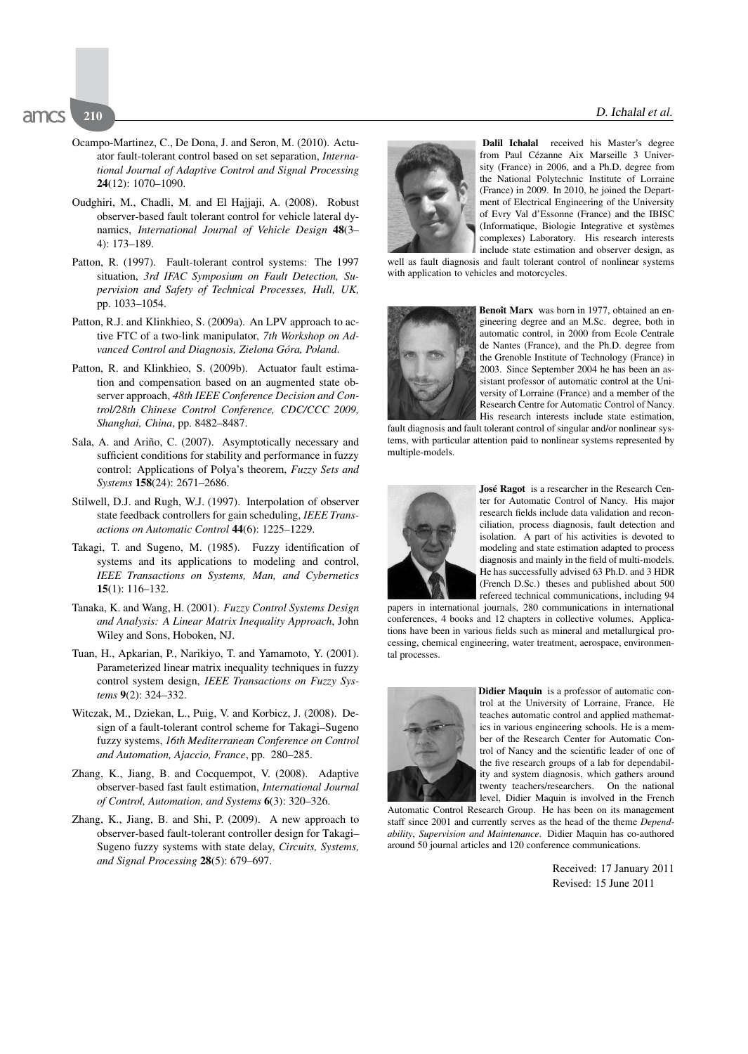Ocampo-Martinez, C., De Dona, J. and Seron, M. (2010). Actuator fault-tolerant control based on set separation, *International Journal of Adaptive Control and Signal Processing* **24**(12): 1070–1090.

Oudghiri, M., Chadli, M. and El Hajjaji, A. (2008). Robust observer-based fault tolerant control for vehicle lateral dynamics, *International Journal of Vehicle Design* **48**(3–4): 173–189.

Patton, R. (1997). Fault-tolerant control systems: The 1997 situation, *3rd IFAC Symposium on Fault Detection, Supervision and Safety of Technical Processes, Hull, UK*, pp. 1033–1054.

Patton, R.J. and Klinkhieo, S. (2009a). An LPV approach to active FTC of a two-link manipulator, *7th Workshop on Advanced Control and Diagnosis, Zielona Góra, Poland.*

Patton, R. and Klinkhieo, S. (2009b). Actuator fault estimation and compensation based on an augmented state observer approach, *48th IEEE Conference Decision and Control/28th Chinese Control Conference, CDC/CCC 2009, Shanghai, China*, pp. 8482–8487.

Sala, A. and Ariño, C. (2007). Asymptotically necessary and sufficient conditions for stability and performance in fuzzy control: Applications of Polya's theorem, *Fuzzy Sets and Systems* **158**(24): 2671–2686.

Stilwell, D.J. and Rugh, W.J. (1997). Interpolation of observer state feedback controllers for gain scheduling, *IEEE Transactions on Automatic Control* **44**(6): 1225–1229.

Takagi, T. and Sugeno, M. (1985). Fuzzy identification of systems and its applications to modeling and control, *IEEE Transactions on Systems, Man, and Cybernetics* **15**(1): 116–132.

Tanaka, K. and Wang, H. (2001). *Fuzzy Control Systems Design and Analysis: A Linear Matrix Inequality Approach*, John Wiley and Sons, Hoboken, NJ.

Tuan, H., Apkarian, P., Narikiyo, T. and Yamamoto, Y. (2001). Parameterized linear matrix inequality techniques in fuzzy control system design, *IEEE Transactions on Fuzzy Systems* **9**(2): 324–332.

Witczak, M., Dziekan, L., Puig, V. and Korbicz, J. (2008). Design of a fault-tolerant control scheme for Takagi–Sugeno fuzzy systems, *16th Mediterranean Conference on Control and Automation, Ajaccio, France*, pp. 280–285.

Zhang, K., Jiang, B. and Cocquempot, V. (2008). Adaptive observer-based fast fault estimation, *International Journal of Control, Automation, and Systems* **6**(3): 320–326.

Zhang, K., Jiang, B. and Shi, P. (2009). A new approach to observer-based fault-tolerant controller design for Takagi–Sugeno fuzzy systems with state delay, *Circuits, Systems, and Signal Processing* **28**(5): 679–697.

**Dalil Ichalal** received his Master's degree from Paul Cézanne Aix Marseille 3 University (France) in 2006, and a Ph.D. degree from the National Polytechnic Institute of Lorraine (France) in 2009. In 2010, he joined the Department of Electrical Engineering of the University of Evry Val d'Essonne (France) and the IBISC (Informatique, Biologie Integrative et systèmes complexes) Laboratory. His research interests include state estimation and observer design, as well as fault diagnosis and fault tolerant control of nonlinear systems with application to vehicles and motorcycles.

**Benoît Marx** was born in 1977, obtained an engineering degree and an M.Sc. degree, both in automatic control, in 2000 from Ecole Centrale de Nantes (France), and the Ph.D. degree from the Grenoble Institute of Technology (France) in 2003. Since September 2004 he has been an assistant professor of automatic control at the University of Lorraine (France) and a member of the Research Centre for Automatic Control of Nancy. His research interests include state estimation, fault diagnosis and fault tolerant control of singular and/or nonlinear systems, with particular attention paid to nonlinear systems represented by multiple-models.

**José Ragot** is a researcher in the Research Center for Automatic Control of Nancy. His major research fields include data validation and reconciliation, process diagnosis, fault detection and isolation. A part of his activities is devoted to modeling and state estimation adapted to process diagnosis and mainly in the field of multi-models. He has successfully advised 63 Ph.D. and 3 HDR (French D.Sc.) theses and published about 500 refereed technical communications, including 94 papers in international journals, 280 communications in international conferences, 4 books and 12 chapters in collective volumes. Applications have been in various fields such as mineral and metallurgical processing, chemical engineering, water treatment, aerospace, environmental processes.

**Didier Maquin** is a professor of automatic control at the University of Lorraine, France. He teaches automatic control and applied mathematics in various engineering schools. He is a member of the Research Center for Automatic Control of Nancy and the scientific leader of one of the five research groups of a lab for dependability and system diagnosis, which gathers around twenty teachers/researchers. On the national level, Didier Maquin is involved in the French Automatic Control Research Group. He has been on its management staff since 2001 and currently serves as the head of the theme *Dependability, Supervision and Maintenance*. Didier Maquin has co-authored around 50 journal articles and 120 conference communications.

Received: 17 January 2011
Revised: 15 June 2011